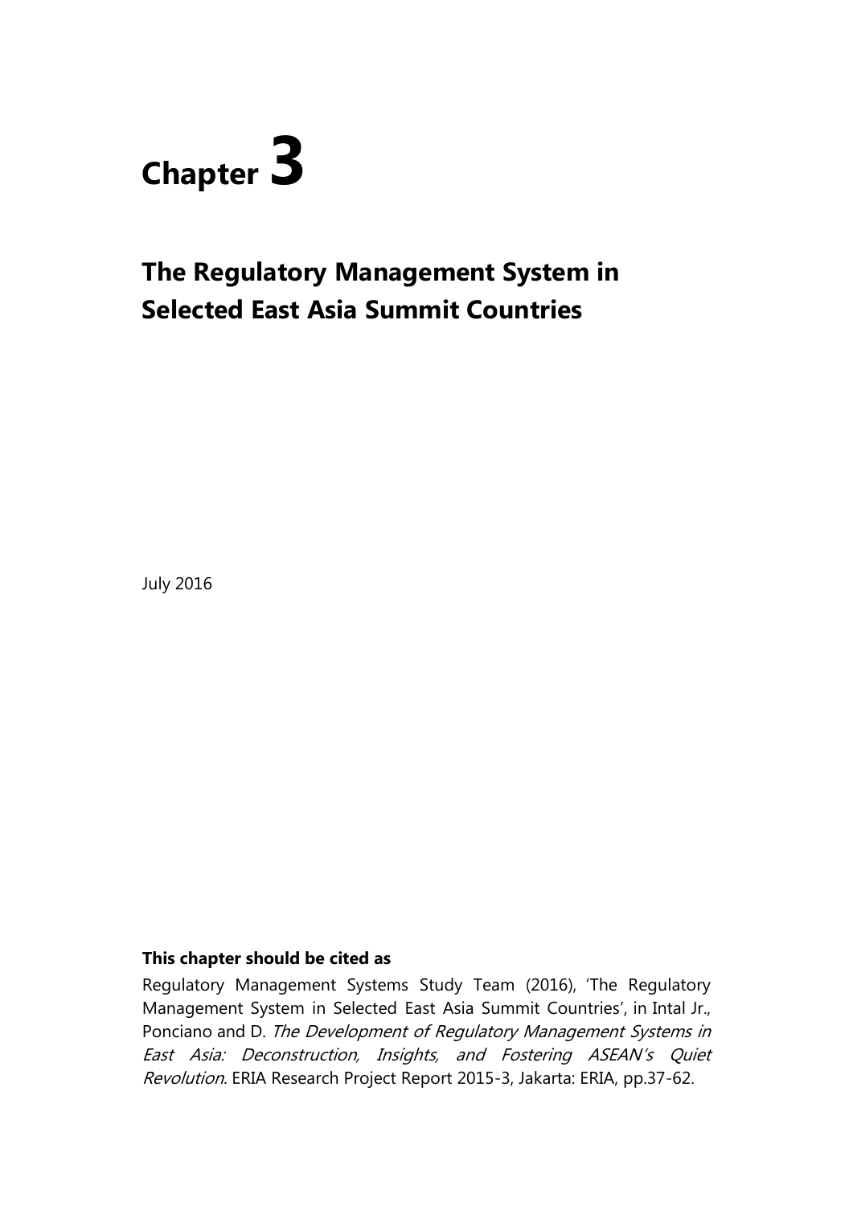# Chapter 3

## The Regulatory Management System in Selected East Asia Summit Countries

July 2016

**This chapter should be cited as**

Regulatory Management Systems Study Team (2016), 'The Regulatory Management System in Selected East Asia Summit Countries', in Intal Jr., Ponciano and D. *The Development of Regulatory Management Systems in East Asia: Deconstruction, Insights, and Fostering ASEAN's Quiet Revolution*. ERIA Research Project Report 2015-3, Jakarta: ERIA, pp.37-62.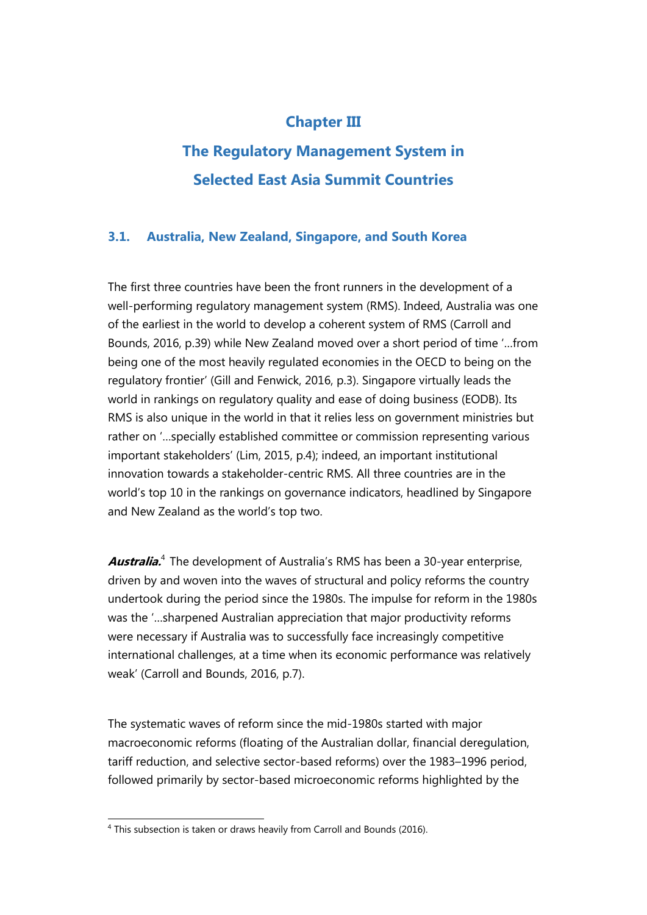# Chapter III

# The Regulatory Management System in Selected East Asia Summit Countries

## 3.1. Australia, New Zealand, Singapore, and South Korea

The first three countries have been the front runners in the development of a well-performing regulatory management system (RMS). Indeed, Australia was one of the earliest in the world to develop a coherent system of RMS (Carroll and Bounds, 2016, p.39) while New Zealand moved over a short period of time '…from being one of the most heavily regulated economies in the OECD to being on the regulatory frontier' (Gill and Fenwick, 2016, p.3). Singapore virtually leads the world in rankings on regulatory quality and ease of doing business (EODB). Its RMS is also unique in the world in that it relies less on government ministries but rather on '…specially established committee or commission representing various important stakeholders' (Lim, 2015, p.4); indeed, an important institutional innovation towards a stakeholder-centric RMS. All three countries are in the world's top 10 in the rankings on governance indicators, headlined by Singapore and New Zealand as the world's top two.

***Australia.***[4] The development of Australia's RMS has been a 30-year enterprise, driven by and woven into the waves of structural and policy reforms the country undertook during the period since the 1980s. The impulse for reform in the 1980s was the '…sharpened Australian appreciation that major productivity reforms were necessary if Australia was to successfully face increasingly competitive international challenges, at a time when its economic performance was relatively weak' (Carroll and Bounds, 2016, p.7).

The systematic waves of reform since the mid-1980s started with major macroeconomic reforms (floating of the Australian dollar, financial deregulation, tariff reduction, and selective sector-based reforms) over the 1983–1996 period, followed primarily by sector-based microeconomic reforms highlighted by the

[4] This subsection is taken or draws heavily from Carroll and Bounds (2016).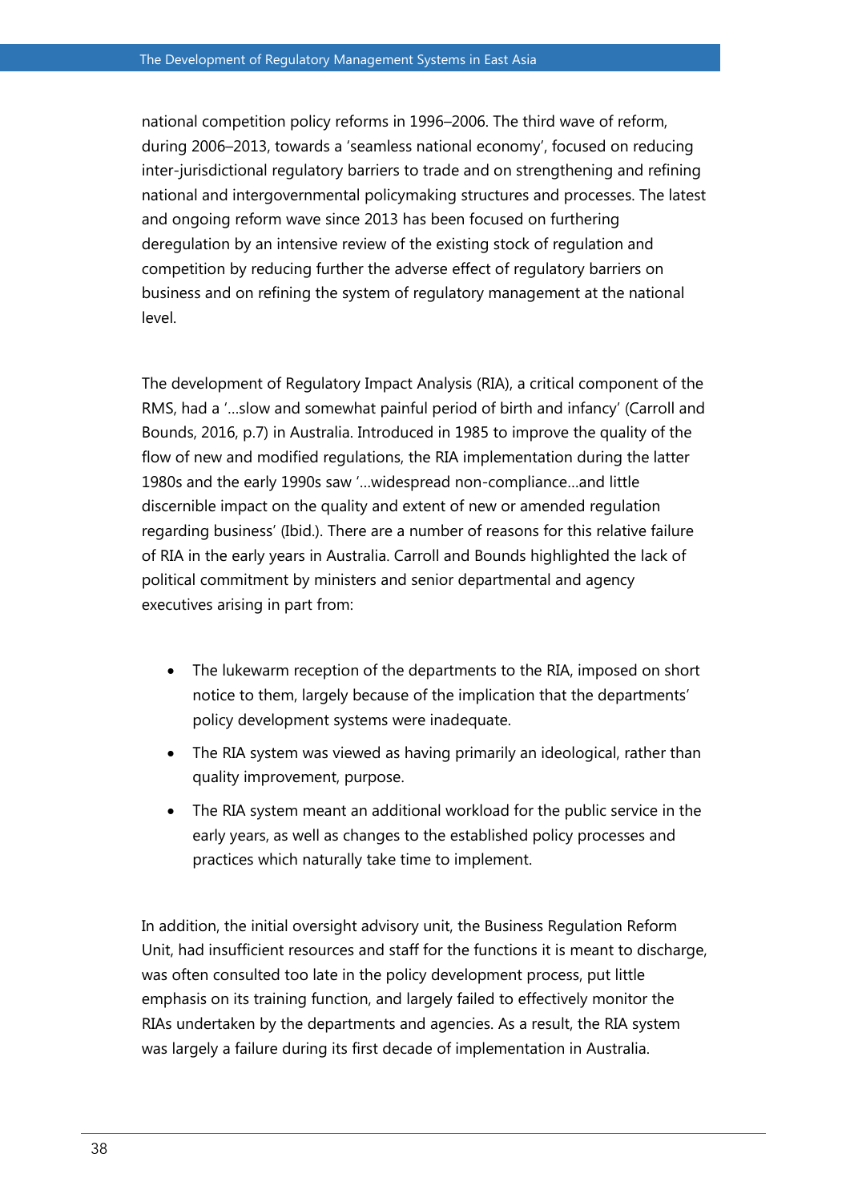national competition policy reforms in 1996–2006. The third wave of reform, during 2006–2013, towards a 'seamless national economy', focused on reducing inter-jurisdictional regulatory barriers to trade and on strengthening and refining national and intergovernmental policymaking structures and processes. The latest and ongoing reform wave since 2013 has been focused on furthering deregulation by an intensive review of the existing stock of regulation and competition by reducing further the adverse effect of regulatory barriers on business and on refining the system of regulatory management at the national level.

The development of Regulatory Impact Analysis (RIA), a critical component of the RMS, had a '…slow and somewhat painful period of birth and infancy' (Carroll and Bounds, 2016, p.7) in Australia. Introduced in 1985 to improve the quality of the flow of new and modified regulations, the RIA implementation during the latter 1980s and the early 1990s saw '…widespread non-compliance…and little discernible impact on the quality and extent of new or amended regulation regarding business' (Ibid.). There are a number of reasons for this relative failure of RIA in the early years in Australia. Carroll and Bounds highlighted the lack of political commitment by ministers and senior departmental and agency executives arising in part from:

- The lukewarm reception of the departments to the RIA, imposed on short notice to them, largely because of the implication that the departments' policy development systems were inadequate.
- The RIA system was viewed as having primarily an ideological, rather than quality improvement, purpose.
- The RIA system meant an additional workload for the public service in the early years, as well as changes to the established policy processes and practices which naturally take time to implement.

In addition, the initial oversight advisory unit, the Business Regulation Reform Unit, had insufficient resources and staff for the functions it is meant to discharge, was often consulted too late in the policy development process, put little emphasis on its training function, and largely failed to effectively monitor the RIAs undertaken by the departments and agencies. As a result, the RIA system was largely a failure during its first decade of implementation in Australia.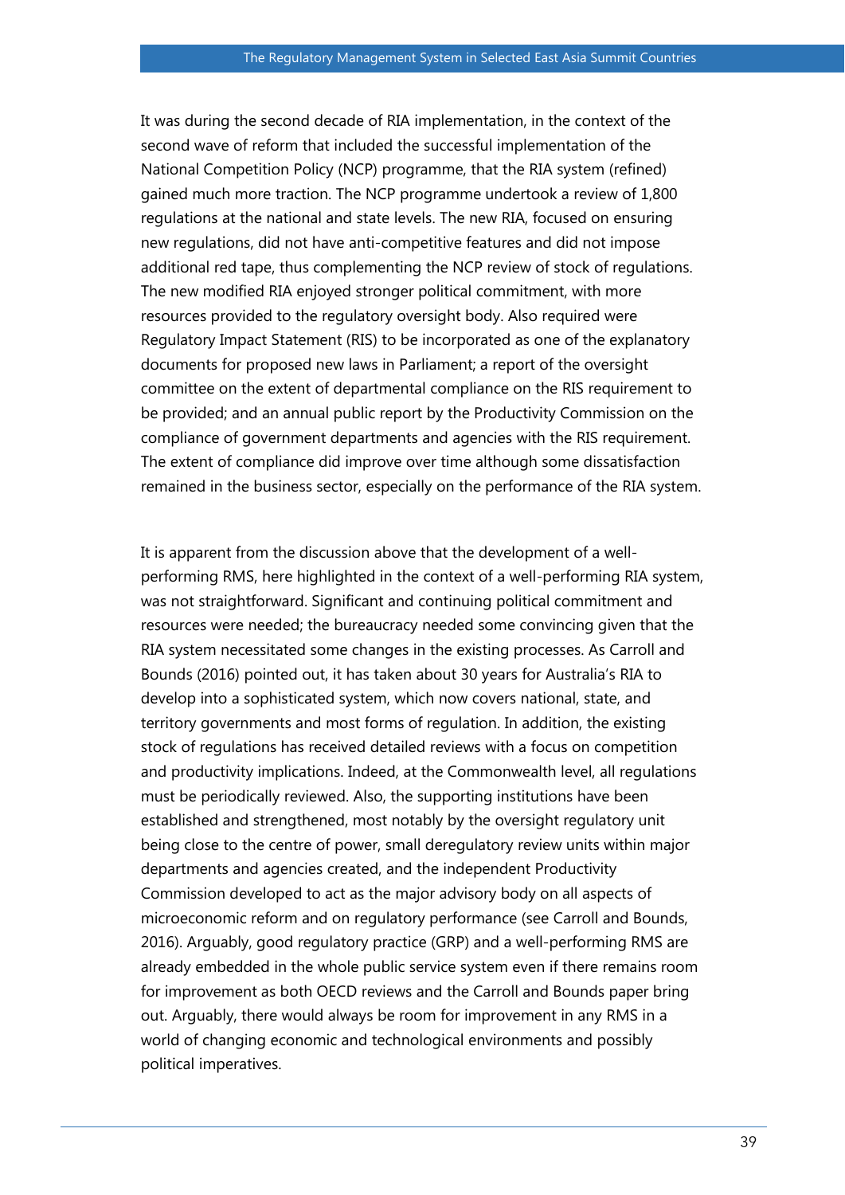It was during the second decade of RIA implementation, in the context of the second wave of reform that included the successful implementation of the National Competition Policy (NCP) programme, that the RIA system (refined) gained much more traction. The NCP programme undertook a review of 1,800 regulations at the national and state levels. The new RIA, focused on ensuring new regulations, did not have anti-competitive features and did not impose additional red tape, thus complementing the NCP review of stock of regulations. The new modified RIA enjoyed stronger political commitment, with more resources provided to the regulatory oversight body. Also required were Regulatory Impact Statement (RIS) to be incorporated as one of the explanatory documents for proposed new laws in Parliament; a report of the oversight committee on the extent of departmental compliance on the RIS requirement to be provided; and an annual public report by the Productivity Commission on the compliance of government departments and agencies with the RIS requirement. The extent of compliance did improve over time although some dissatisfaction remained in the business sector, especially on the performance of the RIA system.

It is apparent from the discussion above that the development of a well-performing RMS, here highlighted in the context of a well-performing RIA system, was not straightforward. Significant and continuing political commitment and resources were needed; the bureaucracy needed some convincing given that the RIA system necessitated some changes in the existing processes. As Carroll and Bounds (2016) pointed out, it has taken about 30 years for Australia's RIA to develop into a sophisticated system, which now covers national, state, and territory governments and most forms of regulation. In addition, the existing stock of regulations has received detailed reviews with a focus on competition and productivity implications. Indeed, at the Commonwealth level, all regulations must be periodically reviewed. Also, the supporting institutions have been established and strengthened, most notably by the oversight regulatory unit being close to the centre of power, small deregulatory review units within major departments and agencies created, and the independent Productivity Commission developed to act as the major advisory body on all aspects of microeconomic reform and on regulatory performance (see Carroll and Bounds, 2016). Arguably, good regulatory practice (GRP) and a well-performing RMS are already embedded in the whole public service system even if there remains room for improvement as both OECD reviews and the Carroll and Bounds paper bring out. Arguably, there would always be room for improvement in any RMS in a world of changing economic and technological environments and possibly political imperatives.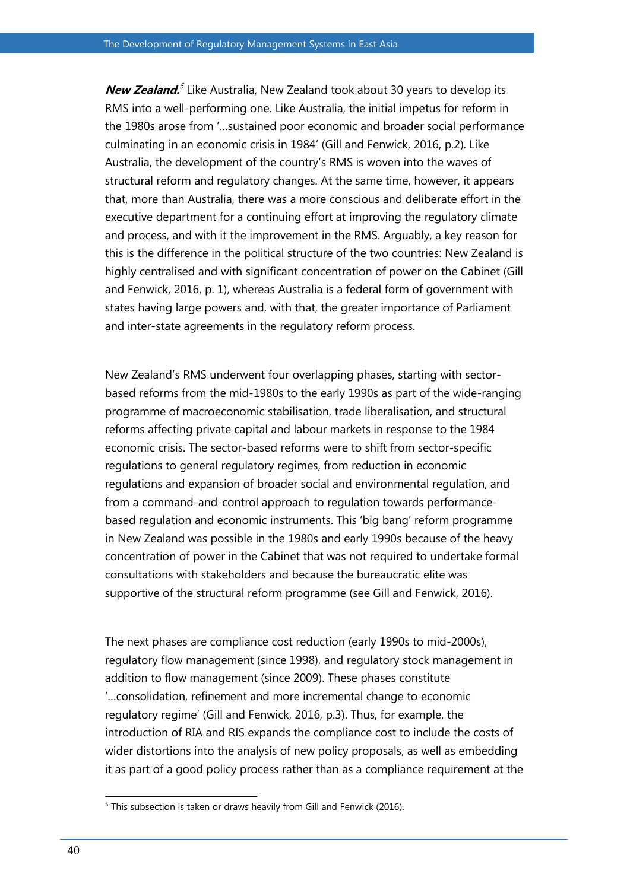***New Zealand.***[5] Like Australia, New Zealand took about 30 years to develop its RMS into a well-performing one. Like Australia, the initial impetus for reform in the 1980s arose from '…sustained poor economic and broader social performance culminating in an economic crisis in 1984' (Gill and Fenwick, 2016, p.2). Like Australia, the development of the country's RMS is woven into the waves of structural reform and regulatory changes. At the same time, however, it appears that, more than Australia, there was a more conscious and deliberate effort in the executive department for a continuing effort at improving the regulatory climate and process, and with it the improvement in the RMS. Arguably, a key reason for this is the difference in the political structure of the two countries: New Zealand is highly centralised and with significant concentration of power on the Cabinet (Gill and Fenwick, 2016, p. 1), whereas Australia is a federal form of government with states having large powers and, with that, the greater importance of Parliament and inter-state agreements in the regulatory reform process.

New Zealand's RMS underwent four overlapping phases, starting with sector-based reforms from the mid-1980s to the early 1990s as part of the wide-ranging programme of macroeconomic stabilisation, trade liberalisation, and structural reforms affecting private capital and labour markets in response to the 1984 economic crisis. The sector-based reforms were to shift from sector-specific regulations to general regulatory regimes, from reduction in economic regulations and expansion of broader social and environmental regulation, and from a command-and-control approach to regulation towards performance-based regulation and economic instruments. This 'big bang' reform programme in New Zealand was possible in the 1980s and early 1990s because of the heavy concentration of power in the Cabinet that was not required to undertake formal consultations with stakeholders and because the bureaucratic elite was supportive of the structural reform programme (see Gill and Fenwick, 2016).

The next phases are compliance cost reduction (early 1990s to mid-2000s), regulatory flow management (since 1998), and regulatory stock management in addition to flow management (since 2009). These phases constitute '…consolidation, refinement and more incremental change to economic regulatory regime' (Gill and Fenwick, 2016, p.3). Thus, for example, the introduction of RIA and RIS expands the compliance cost to include the costs of wider distortions into the analysis of new policy proposals, as well as embedding it as part of a good policy process rather than as a compliance requirement at the

[5] This subsection is taken or draws heavily from Gill and Fenwick (2016).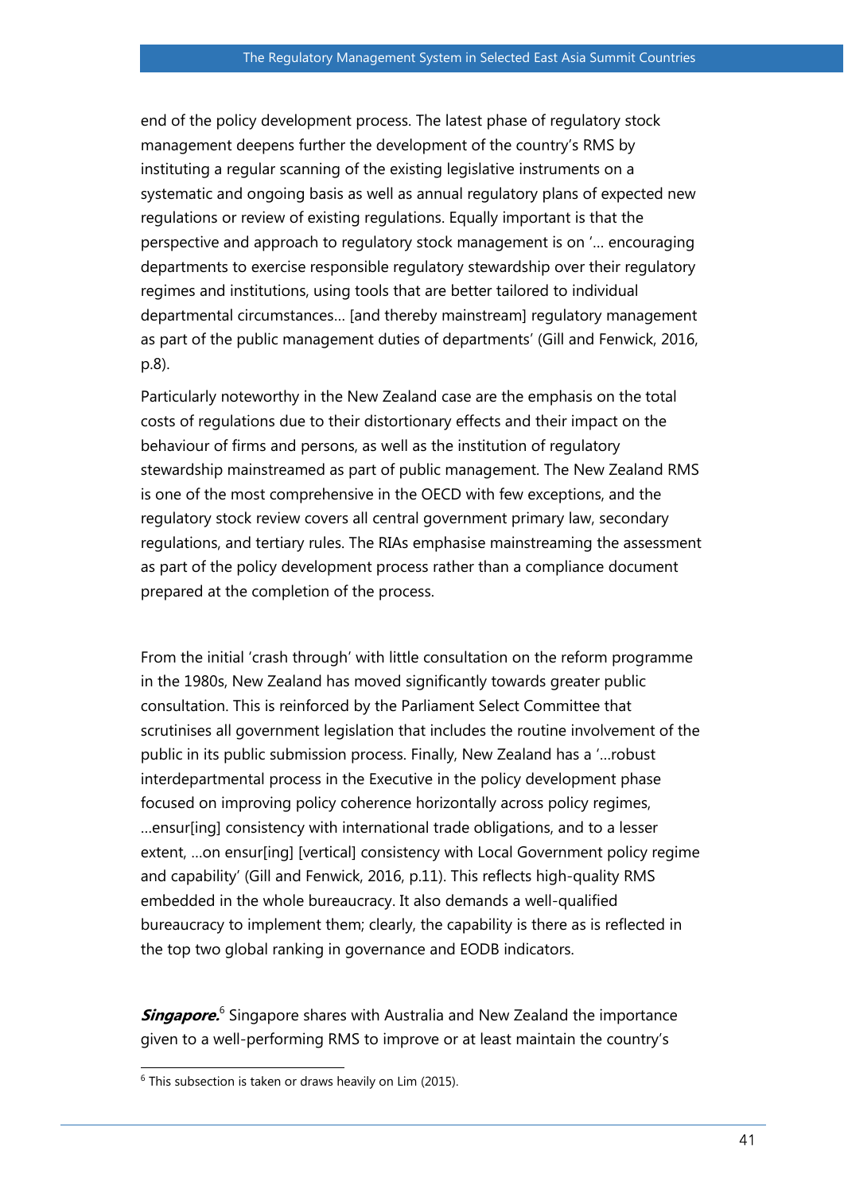end of the policy development process. The latest phase of regulatory stock management deepens further the development of the country's RMS by instituting a regular scanning of the existing legislative instruments on a systematic and ongoing basis as well as annual regulatory plans of expected new regulations or review of existing regulations. Equally important is that the perspective and approach to regulatory stock management is on '... encouraging departments to exercise responsible regulatory stewardship over their regulatory regimes and institutions, using tools that are better tailored to individual departmental circumstances... [and thereby mainstream] regulatory management as part of the public management duties of departments' (Gill and Fenwick, 2016, p.8).

Particularly noteworthy in the New Zealand case are the emphasis on the total costs of regulations due to their distortionary effects and their impact on the behaviour of firms and persons, as well as the institution of regulatory stewardship mainstreamed as part of public management. The New Zealand RMS is one of the most comprehensive in the OECD with few exceptions, and the regulatory stock review covers all central government primary law, secondary regulations, and tertiary rules. The RIAs emphasise mainstreaming the assessment as part of the policy development process rather than a compliance document prepared at the completion of the process.

From the initial 'crash through' with little consultation on the reform programme in the 1980s, New Zealand has moved significantly towards greater public consultation. This is reinforced by the Parliament Select Committee that scrutinises all government legislation that includes the routine involvement of the public in its public submission process. Finally, New Zealand has a '...robust interdepartmental process in the Executive in the policy development phase focused on improving policy coherence horizontally across policy regimes, ...ensur[ing] consistency with international trade obligations, and to a lesser extent, ...on ensur[ing] [vertical] consistency with Local Government policy regime and capability' (Gill and Fenwick, 2016, p.11). This reflects high-quality RMS embedded in the whole bureaucracy. It also demands a well-qualified bureaucracy to implement them; clearly, the capability is there as is reflected in the top two global ranking in governance and EODB indicators.

***Singapore.***[6] Singapore shares with Australia and New Zealand the importance given to a well-performing RMS to improve or at least maintain the country's

[6] This subsection is taken or draws heavily on Lim (2015).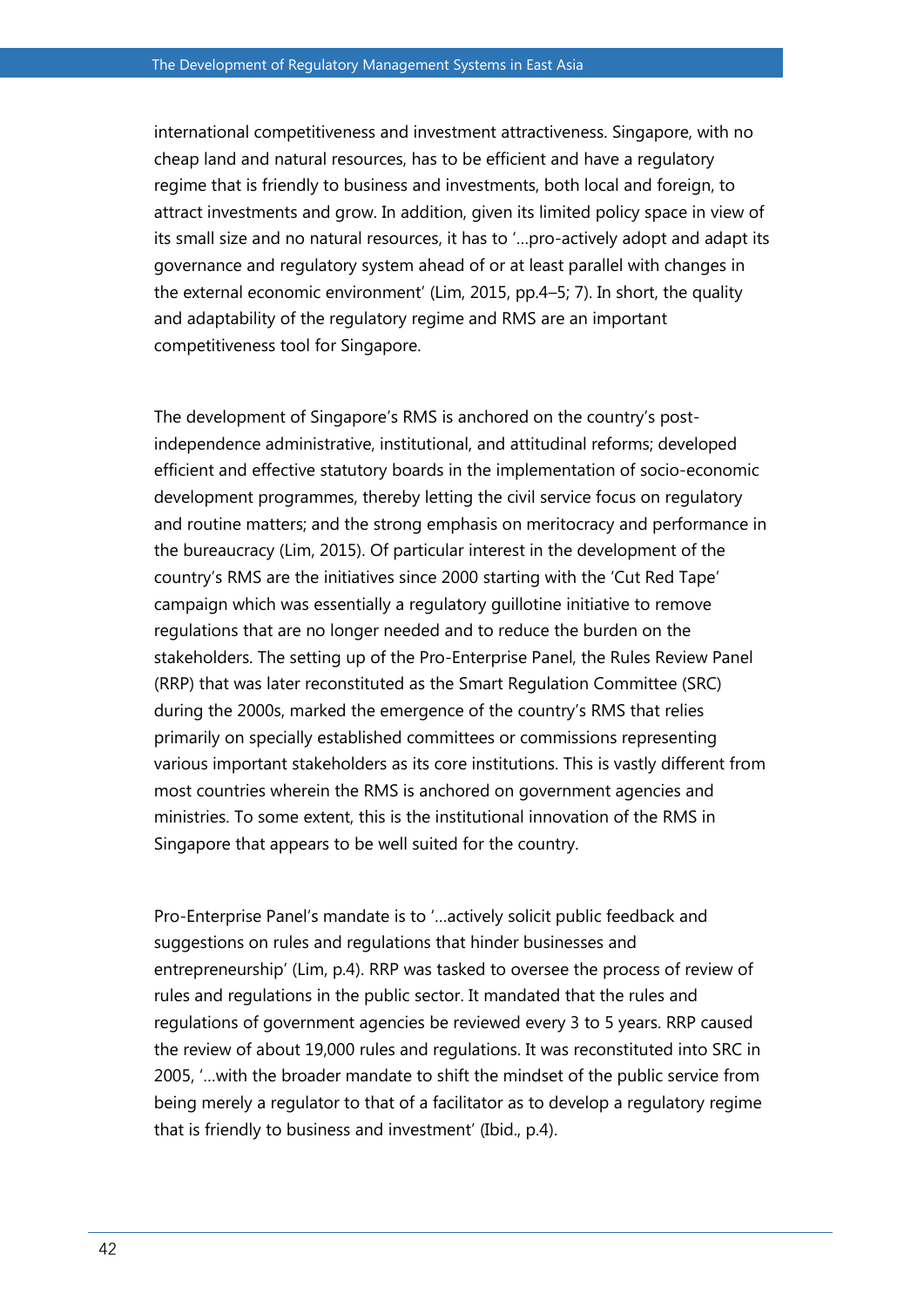international competitiveness and investment attractiveness. Singapore, with no cheap land and natural resources, has to be efficient and have a regulatory regime that is friendly to business and investments, both local and foreign, to attract investments and grow. In addition, given its limited policy space in view of its small size and no natural resources, it has to '…pro-actively adopt and adapt its governance and regulatory system ahead of or at least parallel with changes in the external economic environment' (Lim, 2015, pp.4–5; 7). In short, the quality and adaptability of the regulatory regime and RMS are an important competitiveness tool for Singapore.

The development of Singapore's RMS is anchored on the country's post-independence administrative, institutional, and attitudinal reforms; developed efficient and effective statutory boards in the implementation of socio-economic development programmes, thereby letting the civil service focus on regulatory and routine matters; and the strong emphasis on meritocracy and performance in the bureaucracy (Lim, 2015). Of particular interest in the development of the country's RMS are the initiatives since 2000 starting with the 'Cut Red Tape' campaign which was essentially a regulatory guillotine initiative to remove regulations that are no longer needed and to reduce the burden on the stakeholders. The setting up of the Pro-Enterprise Panel, the Rules Review Panel (RRP) that was later reconstituted as the Smart Regulation Committee (SRC) during the 2000s, marked the emergence of the country's RMS that relies primarily on specially established committees or commissions representing various important stakeholders as its core institutions. This is vastly different from most countries wherein the RMS is anchored on government agencies and ministries. To some extent, this is the institutional innovation of the RMS in Singapore that appears to be well suited for the country.

Pro-Enterprise Panel's mandate is to '…actively solicit public feedback and suggestions on rules and regulations that hinder businesses and entrepreneurship' (Lim, p.4). RRP was tasked to oversee the process of review of rules and regulations in the public sector. It mandated that the rules and regulations of government agencies be reviewed every 3 to 5 years. RRP caused the review of about 19,000 rules and regulations. It was reconstituted into SRC in 2005, '…with the broader mandate to shift the mindset of the public service from being merely a regulator to that of a facilitator as to develop a regulatory regime that is friendly to business and investment' (Ibid., p.4).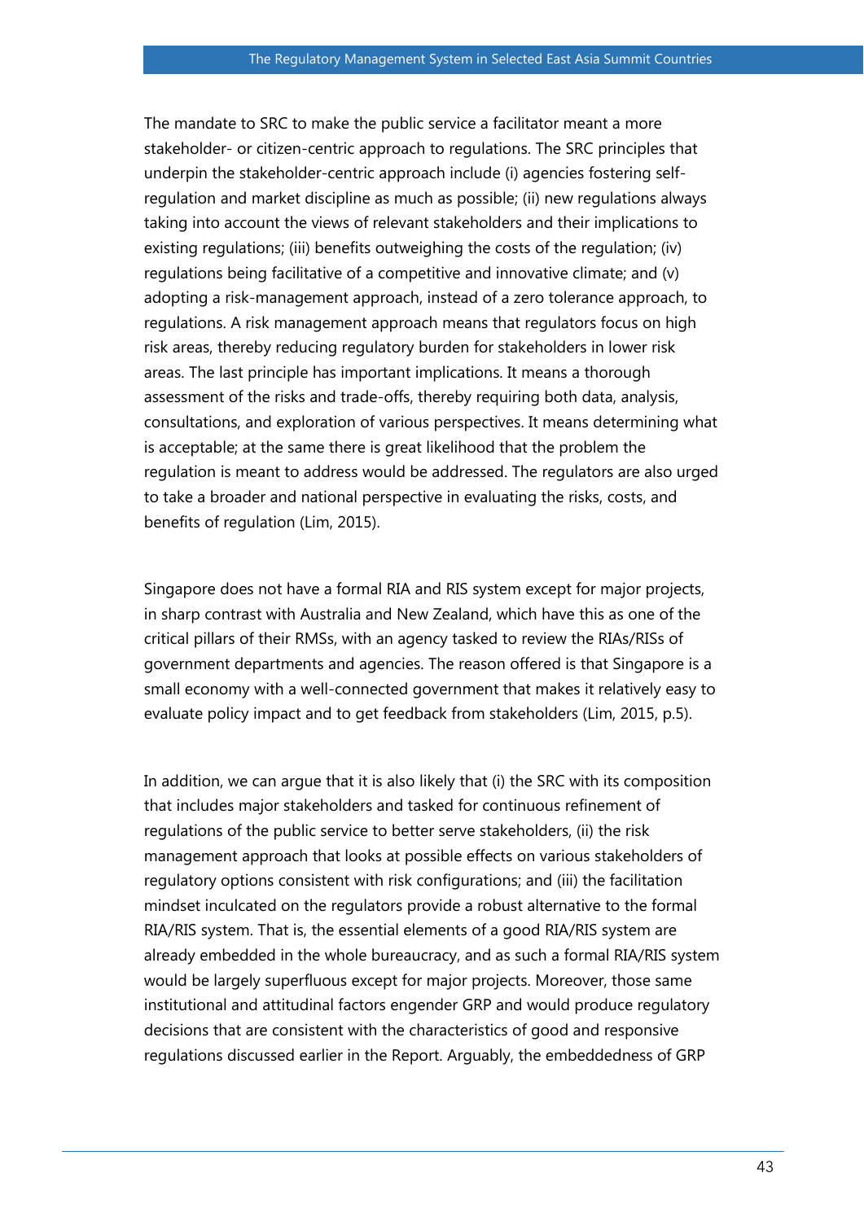The mandate to SRC to make the public service a facilitator meant a more stakeholder- or citizen-centric approach to regulations. The SRC principles that underpin the stakeholder-centric approach include (i) agencies fostering self-regulation and market discipline as much as possible; (ii) new regulations always taking into account the views of relevant stakeholders and their implications to existing regulations; (iii) benefits outweighing the costs of the regulation; (iv) regulations being facilitative of a competitive and innovative climate; and (v) adopting a risk-management approach, instead of a zero tolerance approach, to regulations. A risk management approach means that regulators focus on high risk areas, thereby reducing regulatory burden for stakeholders in lower risk areas. The last principle has important implications. It means a thorough assessment of the risks and trade-offs, thereby requiring both data, analysis, consultations, and exploration of various perspectives. It means determining what is acceptable; at the same there is great likelihood that the problem the regulation is meant to address would be addressed. The regulators are also urged to take a broader and national perspective in evaluating the risks, costs, and benefits of regulation (Lim, 2015).

Singapore does not have a formal RIA and RIS system except for major projects, in sharp contrast with Australia and New Zealand, which have this as one of the critical pillars of their RMSs, with an agency tasked to review the RIAs/RISs of government departments and agencies. The reason offered is that Singapore is a small economy with a well-connected government that makes it relatively easy to evaluate policy impact and to get feedback from stakeholders (Lim, 2015, p.5).

In addition, we can argue that it is also likely that (i) the SRC with its composition that includes major stakeholders and tasked for continuous refinement of regulations of the public service to better serve stakeholders, (ii) the risk management approach that looks at possible effects on various stakeholders of regulatory options consistent with risk configurations; and (iii) the facilitation mindset inculcated on the regulators provide a robust alternative to the formal RIA/RIS system. That is, the essential elements of a good RIA/RIS system are already embedded in the whole bureaucracy, and as such a formal RIA/RIS system would be largely superfluous except for major projects. Moreover, those same institutional and attitudinal factors engender GRP and would produce regulatory decisions that are consistent with the characteristics of good and responsive regulations discussed earlier in the Report. Arguably, the embeddedness of GRP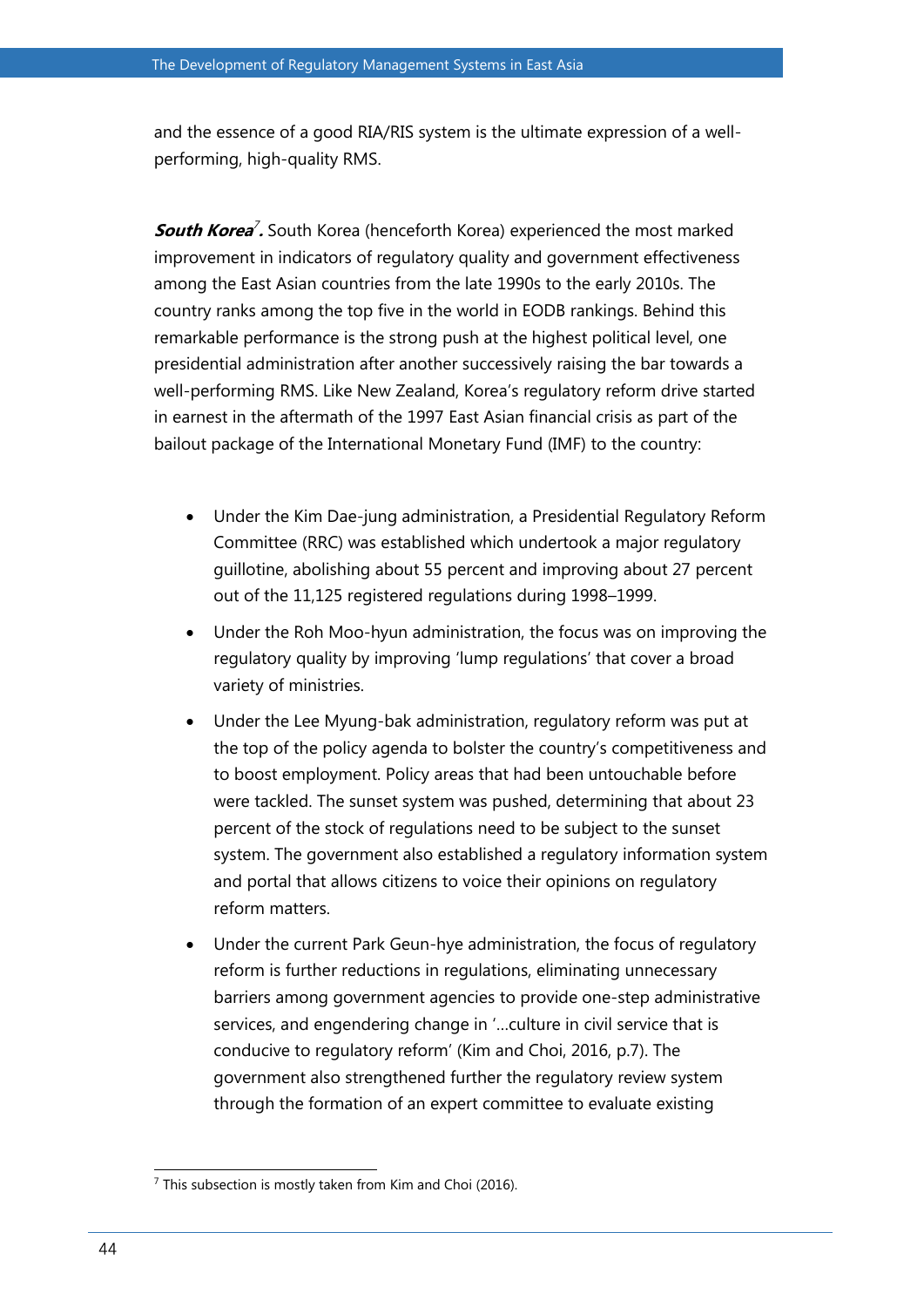and the essence of a good RIA/RIS system is the ultimate expression of a well-performing, high-quality RMS.

***South Korea*[7]*.*** South Korea (henceforth Korea) experienced the most marked improvement in indicators of regulatory quality and government effectiveness among the East Asian countries from the late 1990s to the early 2010s. The country ranks among the top five in the world in EODB rankings. Behind this remarkable performance is the strong push at the highest political level, one presidential administration after another successively raising the bar towards a well-performing RMS. Like New Zealand, Korea's regulatory reform drive started in earnest in the aftermath of the 1997 East Asian financial crisis as part of the bailout package of the International Monetary Fund (IMF) to the country:

- Under the Kim Dae-jung administration, a Presidential Regulatory Reform Committee (RRC) was established which undertook a major regulatory guillotine, abolishing about 55 percent and improving about 27 percent out of the 11,125 registered regulations during 1998–1999.
- Under the Roh Moo-hyun administration, the focus was on improving the regulatory quality by improving 'lump regulations' that cover a broad variety of ministries.
- Under the Lee Myung-bak administration, regulatory reform was put at the top of the policy agenda to bolster the country's competitiveness and to boost employment. Policy areas that had been untouchable before were tackled. The sunset system was pushed, determining that about 23 percent of the stock of regulations need to be subject to the sunset system. The government also established a regulatory information system and portal that allows citizens to voice their opinions on regulatory reform matters.
- Under the current Park Geun-hye administration, the focus of regulatory reform is further reductions in regulations, eliminating unnecessary barriers among government agencies to provide one-step administrative services, and engendering change in '...culture in civil service that is conducive to regulatory reform' (Kim and Choi, 2016, p.7). The government also strengthened further the regulatory review system through the formation of an expert committee to evaluate existing

[7] This subsection is mostly taken from Kim and Choi (2016).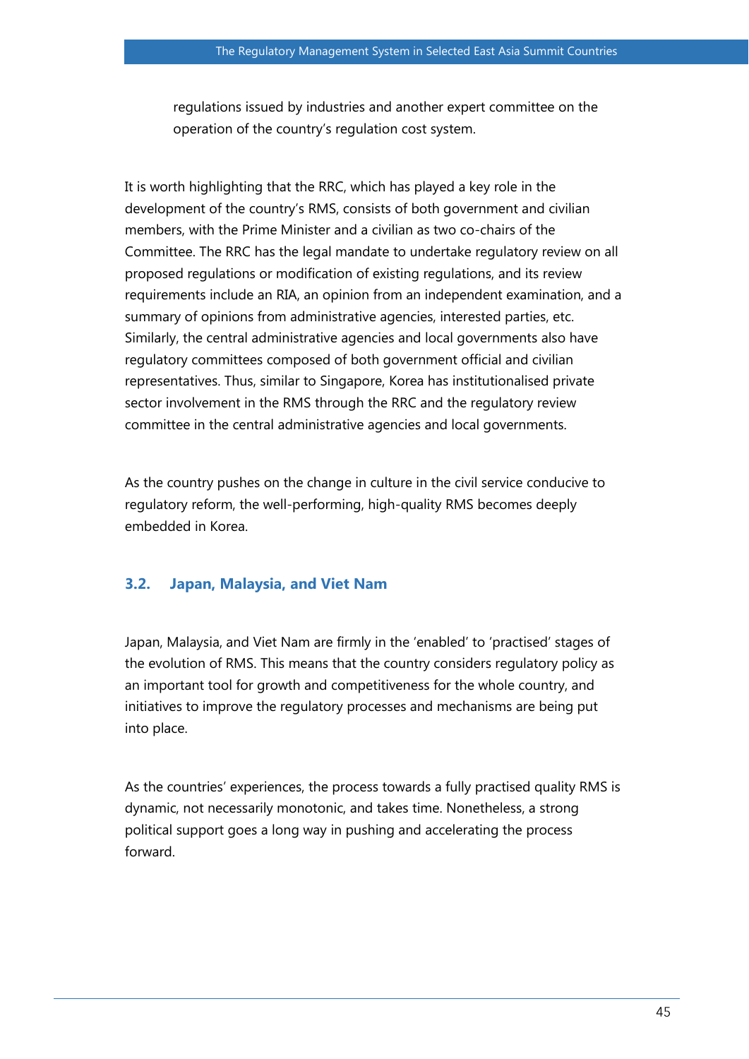regulations issued by industries and another expert committee on the operation of the country's regulation cost system.

It is worth highlighting that the RRC, which has played a key role in the development of the country's RMS, consists of both government and civilian members, with the Prime Minister and a civilian as two co-chairs of the Committee. The RRC has the legal mandate to undertake regulatory review on all proposed regulations or modification of existing regulations, and its review requirements include an RIA, an opinion from an independent examination, and a summary of opinions from administrative agencies, interested parties, etc. Similarly, the central administrative agencies and local governments also have regulatory committees composed of both government official and civilian representatives. Thus, similar to Singapore, Korea has institutionalised private sector involvement in the RMS through the RRC and the regulatory review committee in the central administrative agencies and local governments.

As the country pushes on the change in culture in the civil service conducive to regulatory reform, the well-performing, high-quality RMS becomes deeply embedded in Korea.

### 3.2. Japan, Malaysia, and Viet Nam

Japan, Malaysia, and Viet Nam are firmly in the 'enabled' to 'practised' stages of the evolution of RMS. This means that the country considers regulatory policy as an important tool for growth and competitiveness for the whole country, and initiatives to improve the regulatory processes and mechanisms are being put into place.

As the countries' experiences, the process towards a fully practised quality RMS is dynamic, not necessarily monotonic, and takes time. Nonetheless, a strong political support goes a long way in pushing and accelerating the process forward.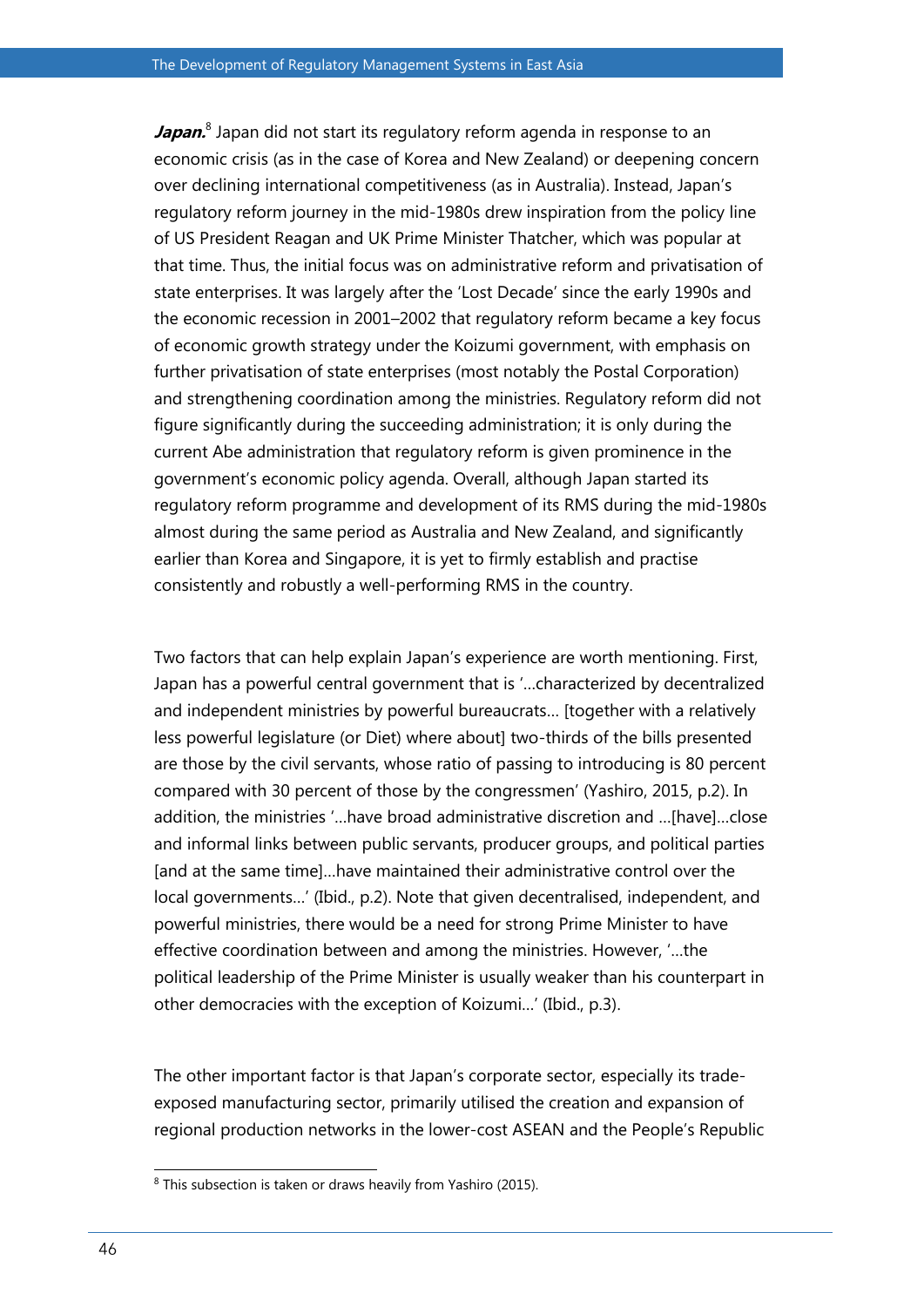***Japan.***[8] Japan did not start its regulatory reform agenda in response to an economic crisis (as in the case of Korea and New Zealand) or deepening concern over declining international competitiveness (as in Australia). Instead, Japan's regulatory reform journey in the mid-1980s drew inspiration from the policy line of US President Reagan and UK Prime Minister Thatcher, which was popular at that time. Thus, the initial focus was on administrative reform and privatisation of state enterprises. It was largely after the 'Lost Decade' since the early 1990s and the economic recession in 2001–2002 that regulatory reform became a key focus of economic growth strategy under the Koizumi government, with emphasis on further privatisation of state enterprises (most notably the Postal Corporation) and strengthening coordination among the ministries. Regulatory reform did not figure significantly during the succeeding administration; it is only during the current Abe administration that regulatory reform is given prominence in the government's economic policy agenda. Overall, although Japan started its regulatory reform programme and development of its RMS during the mid-1980s almost during the same period as Australia and New Zealand, and significantly earlier than Korea and Singapore, it is yet to firmly establish and practise consistently and robustly a well-performing RMS in the country.

Two factors that can help explain Japan's experience are worth mentioning. First, Japan has a powerful central government that is '...characterized by decentralized and independent ministries by powerful bureaucrats... [together with a relatively less powerful legislature (or Diet) where about] two-thirds of the bills presented are those by the civil servants, whose ratio of passing to introducing is 80 percent compared with 30 percent of those by the congressmen' (Yashiro, 2015, p.2). In addition, the ministries '...have broad administrative discretion and ...[have]...close and informal links between public servants, producer groups, and political parties [and at the same time]...have maintained their administrative control over the local governments...' (Ibid., p.2). Note that given decentralised, independent, and powerful ministries, there would be a need for strong Prime Minister to have effective coordination between and among the ministries. However, '...the political leadership of the Prime Minister is usually weaker than his counterpart in other democracies with the exception of Koizumi...' (Ibid., p.3).

The other important factor is that Japan's corporate sector, especially its trade-exposed manufacturing sector, primarily utilised the creation and expansion of regional production networks in the lower-cost ASEAN and the People's Republic

[8] This subsection is taken or draws heavily from Yashiro (2015).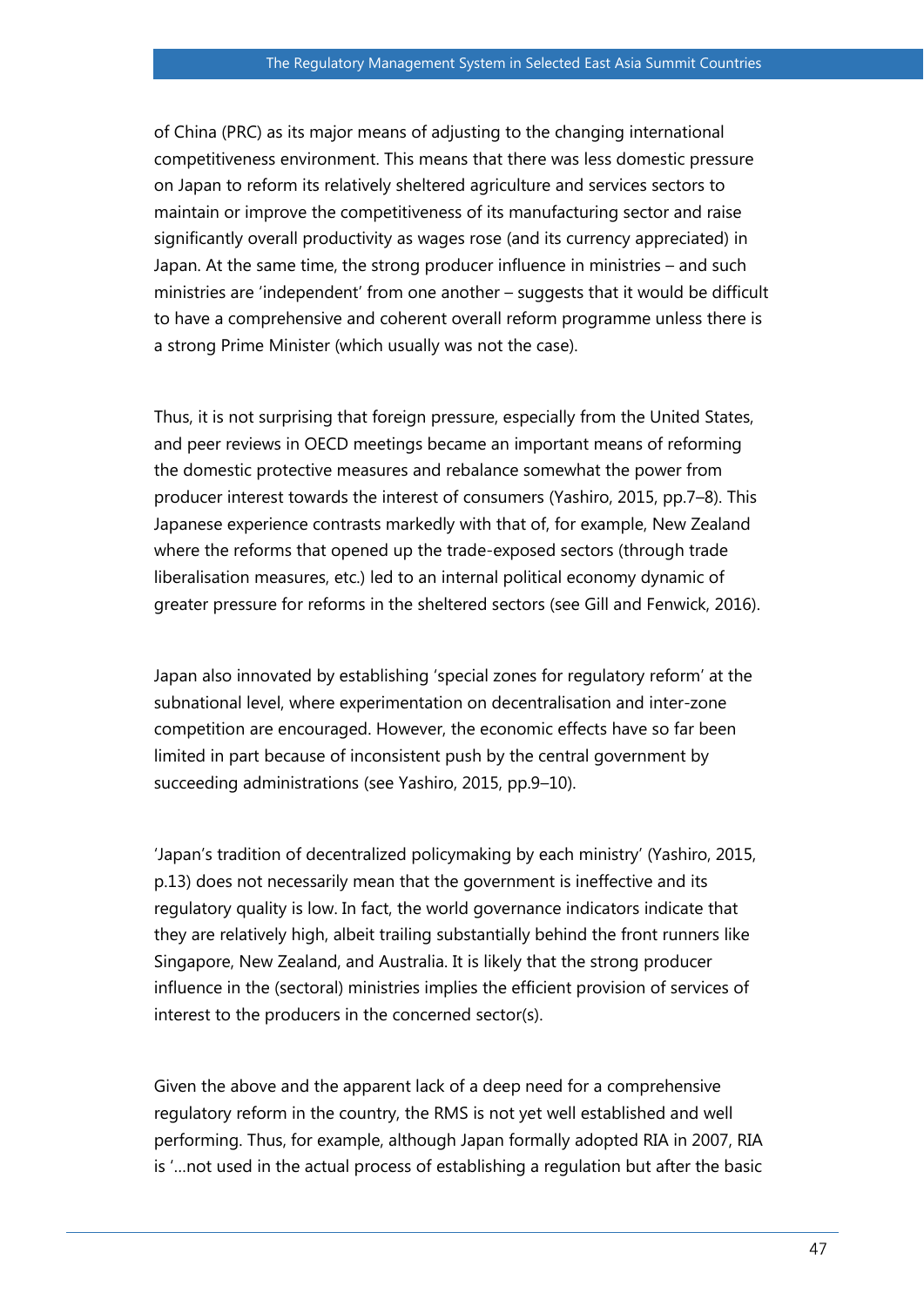of China (PRC) as its major means of adjusting to the changing international competitiveness environment. This means that there was less domestic pressure on Japan to reform its relatively sheltered agriculture and services sectors to maintain or improve the competitiveness of its manufacturing sector and raise significantly overall productivity as wages rose (and its currency appreciated) in Japan. At the same time, the strong producer influence in ministries – and such ministries are 'independent' from one another – suggests that it would be difficult to have a comprehensive and coherent overall reform programme unless there is a strong Prime Minister (which usually was not the case).

Thus, it is not surprising that foreign pressure, especially from the United States, and peer reviews in OECD meetings became an important means of reforming the domestic protective measures and rebalance somewhat the power from producer interest towards the interest of consumers (Yashiro, 2015, pp.7–8). This Japanese experience contrasts markedly with that of, for example, New Zealand where the reforms that opened up the trade-exposed sectors (through trade liberalisation measures, etc.) led to an internal political economy dynamic of greater pressure for reforms in the sheltered sectors (see Gill and Fenwick, 2016).

Japan also innovated by establishing 'special zones for regulatory reform' at the subnational level, where experimentation on decentralisation and inter-zone competition are encouraged. However, the economic effects have so far been limited in part because of inconsistent push by the central government by succeeding administrations (see Yashiro, 2015, pp.9–10).

'Japan's tradition of decentralized policymaking by each ministry' (Yashiro, 2015, p.13) does not necessarily mean that the government is ineffective and its regulatory quality is low. In fact, the world governance indicators indicate that they are relatively high, albeit trailing substantially behind the front runners like Singapore, New Zealand, and Australia. It is likely that the strong producer influence in the (sectoral) ministries implies the efficient provision of services of interest to the producers in the concerned sector(s).

Given the above and the apparent lack of a deep need for a comprehensive regulatory reform in the country, the RMS is not yet well established and well performing. Thus, for example, although Japan formally adopted RIA in 2007, RIA is '...not used in the actual process of establishing a regulation but after the basic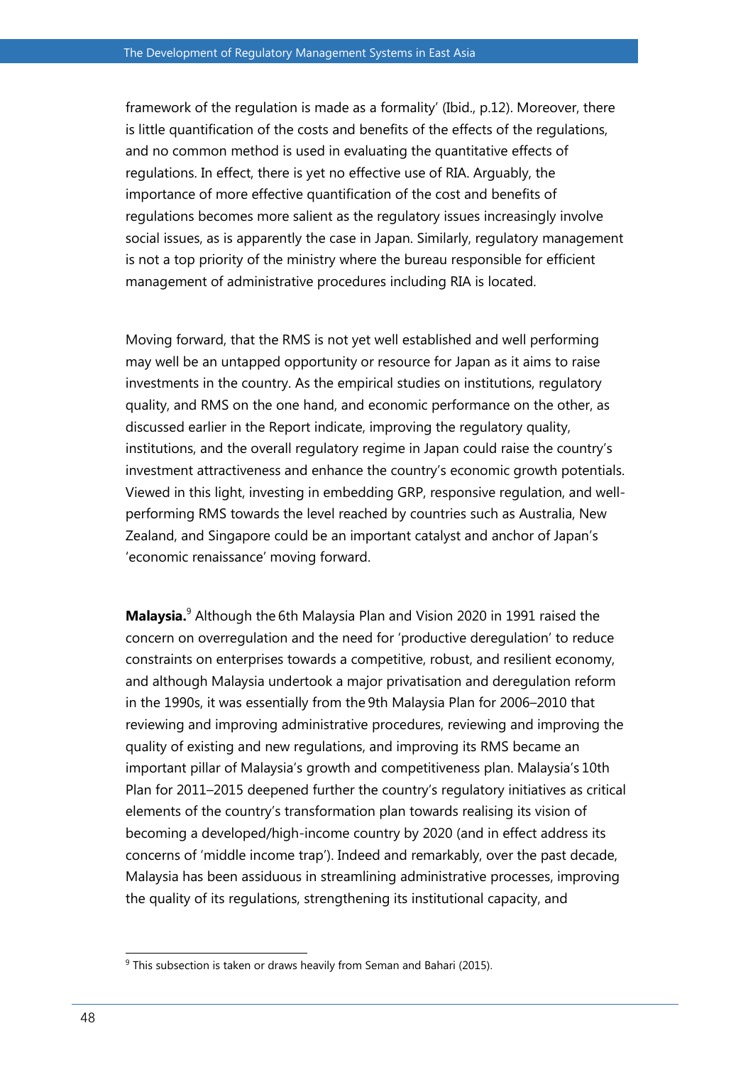framework of the regulation is made as a formality' (Ibid., p.12). Moreover, there is little quantification of the costs and benefits of the effects of the regulations, and no common method is used in evaluating the quantitative effects of regulations. In effect, there is yet no effective use of RIA. Arguably, the importance of more effective quantification of the cost and benefits of regulations becomes more salient as the regulatory issues increasingly involve social issues, as is apparently the case in Japan. Similarly, regulatory management is not a top priority of the ministry where the bureau responsible for efficient management of administrative procedures including RIA is located.

Moving forward, that the RMS is not yet well established and well performing may well be an untapped opportunity or resource for Japan as it aims to raise investments in the country. As the empirical studies on institutions, regulatory quality, and RMS on the one hand, and economic performance on the other, as discussed earlier in the Report indicate, improving the regulatory quality, institutions, and the overall regulatory regime in Japan could raise the country's investment attractiveness and enhance the country's economic growth potentials. Viewed in this light, investing in embedding GRP, responsive regulation, and well-performing RMS towards the level reached by countries such as Australia, New Zealand, and Singapore could be an important catalyst and anchor of Japan's 'economic renaissance' moving forward.

**Malaysia.**[9] Although the 6th Malaysia Plan and Vision 2020 in 1991 raised the concern on overregulation and the need for 'productive deregulation' to reduce constraints on enterprises towards a competitive, robust, and resilient economy, and although Malaysia undertook a major privatisation and deregulation reform in the 1990s, it was essentially from the 9th Malaysia Plan for 2006–2010 that reviewing and improving administrative procedures, reviewing and improving the quality of existing and new regulations, and improving its RMS became an important pillar of Malaysia's growth and competitiveness plan. Malaysia's 10th Plan for 2011–2015 deepened further the country's regulatory initiatives as critical elements of the country's transformation plan towards realising its vision of becoming a developed/high-income country by 2020 (and in effect address its concerns of 'middle income trap'). Indeed and remarkably, over the past decade, Malaysia has been assiduous in streamlining administrative processes, improving the quality of its regulations, strengthening its institutional capacity, and

[9] This subsection is taken or draws heavily from Seman and Bahari (2015).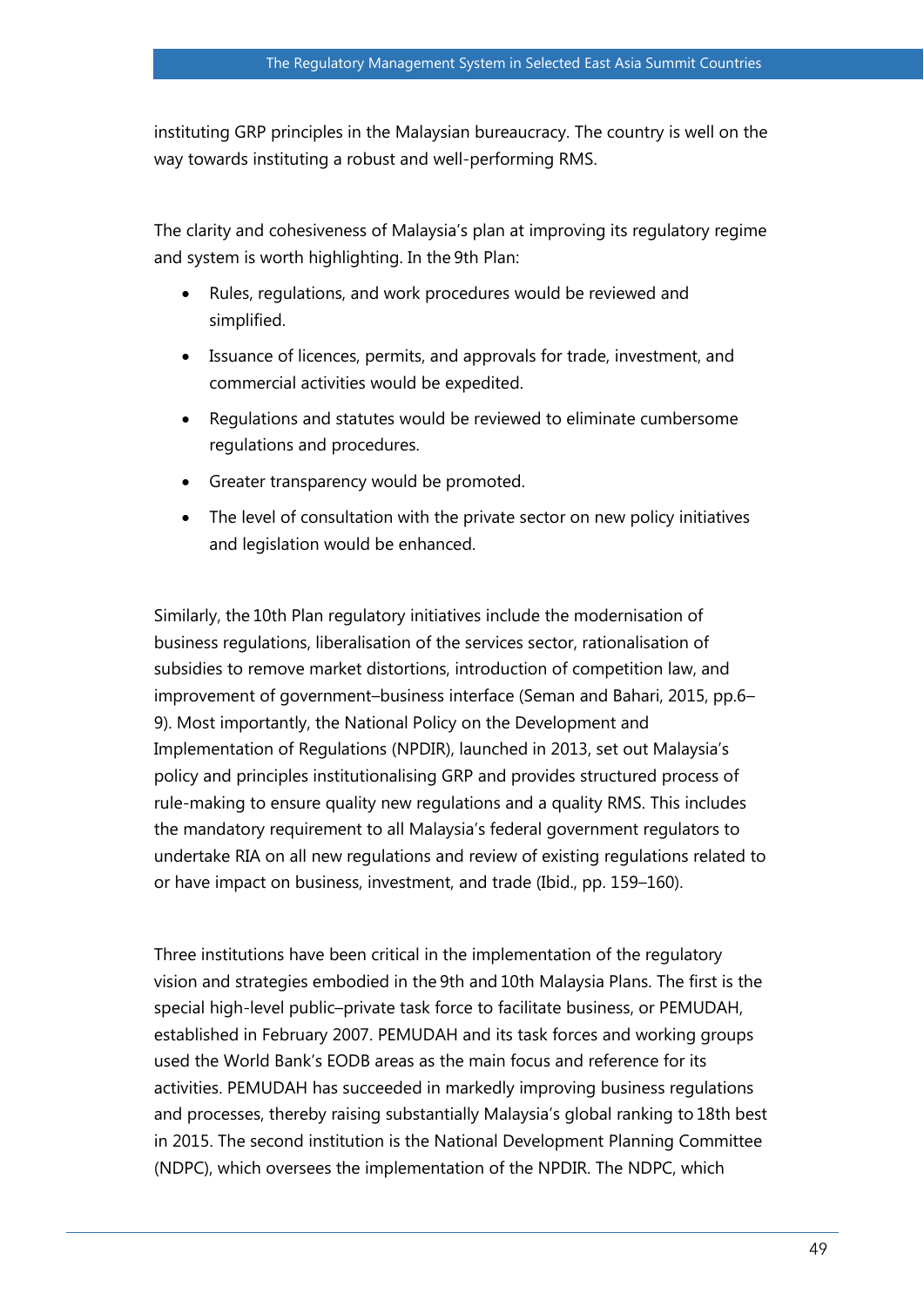instituting GRP principles in the Malaysian bureaucracy. The country is well on the way towards instituting a robust and well-performing RMS.

The clarity and cohesiveness of Malaysia's plan at improving its regulatory regime and system is worth highlighting. In the 9th Plan:

- Rules, regulations, and work procedures would be reviewed and simplified.
- Issuance of licences, permits, and approvals for trade, investment, and commercial activities would be expedited.
- Regulations and statutes would be reviewed to eliminate cumbersome regulations and procedures.
- Greater transparency would be promoted.
- The level of consultation with the private sector on new policy initiatives and legislation would be enhanced.

Similarly, the 10th Plan regulatory initiatives include the modernisation of business regulations, liberalisation of the services sector, rationalisation of subsidies to remove market distortions, introduction of competition law, and improvement of government–business interface (Seman and Bahari, 2015, pp.6–9). Most importantly, the National Policy on the Development and Implementation of Regulations (NPDIR), launched in 2013, set out Malaysia's policy and principles institutionalising GRP and provides structured process of rule-making to ensure quality new regulations and a quality RMS. This includes the mandatory requirement to all Malaysia's federal government regulators to undertake RIA on all new regulations and review of existing regulations related to or have impact on business, investment, and trade (Ibid., pp. 159–160).

Three institutions have been critical in the implementation of the regulatory vision and strategies embodied in the 9th and 10th Malaysia Plans. The first is the special high-level public–private task force to facilitate business, or PEMUDAH, established in February 2007. PEMUDAH and its task forces and working groups used the World Bank's EODB areas as the main focus and reference for its activities. PEMUDAH has succeeded in markedly improving business regulations and processes, thereby raising substantially Malaysia's global ranking to 18th best in 2015. The second institution is the National Development Planning Committee (NDPC), which oversees the implementation of the NPDIR. The NDPC, which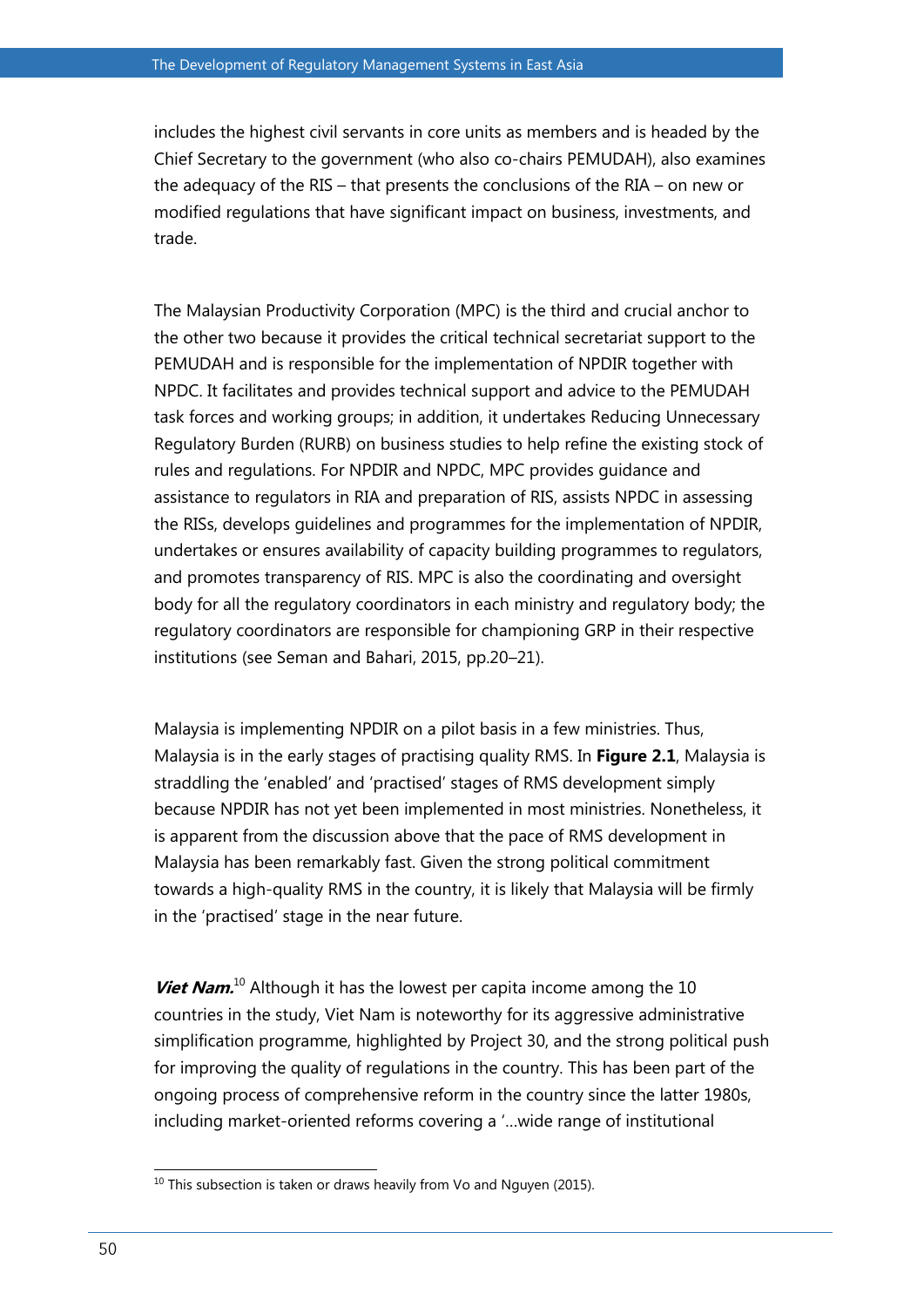includes the highest civil servants in core units as members and is headed by the Chief Secretary to the government (who also co-chairs PEMUDAH), also examines the adequacy of the RIS – that presents the conclusions of the RIA – on new or modified regulations that have significant impact on business, investments, and trade.

The Malaysian Productivity Corporation (MPC) is the third and crucial anchor to the other two because it provides the critical technical secretariat support to the PEMUDAH and is responsible for the implementation of NPDIR together with NPDC. It facilitates and provides technical support and advice to the PEMUDAH task forces and working groups; in addition, it undertakes Reducing Unnecessary Regulatory Burden (RURB) on business studies to help refine the existing stock of rules and regulations. For NPDIR and NPDC, MPC provides guidance and assistance to regulators in RIA and preparation of RIS, assists NPDC in assessing the RISs, develops guidelines and programmes for the implementation of NPDIR, undertakes or ensures availability of capacity building programmes to regulators, and promotes transparency of RIS. MPC is also the coordinating and oversight body for all the regulatory coordinators in each ministry and regulatory body; the regulatory coordinators are responsible for championing GRP in their respective institutions (see Seman and Bahari, 2015, pp.20–21).

Malaysia is implementing NPDIR on a pilot basis in a few ministries. Thus, Malaysia is in the early stages of practising quality RMS. In **Figure 2.1**, Malaysia is straddling the 'enabled' and 'practised' stages of RMS development simply because NPDIR has not yet been implemented in most ministries. Nonetheless, it is apparent from the discussion above that the pace of RMS development in Malaysia has been remarkably fast. Given the strong political commitment towards a high-quality RMS in the country, it is likely that Malaysia will be firmly in the 'practised' stage in the near future.

***Viet Nam.***[10] Although it has the lowest per capita income among the 10 countries in the study, Viet Nam is noteworthy for its aggressive administrative simplification programme, highlighted by Project 30, and the strong political push for improving the quality of regulations in the country. This has been part of the ongoing process of comprehensive reform in the country since the latter 1980s, including market-oriented reforms covering a '...wide range of institutional

[10] This subsection is taken or draws heavily from Vo and Nguyen (2015).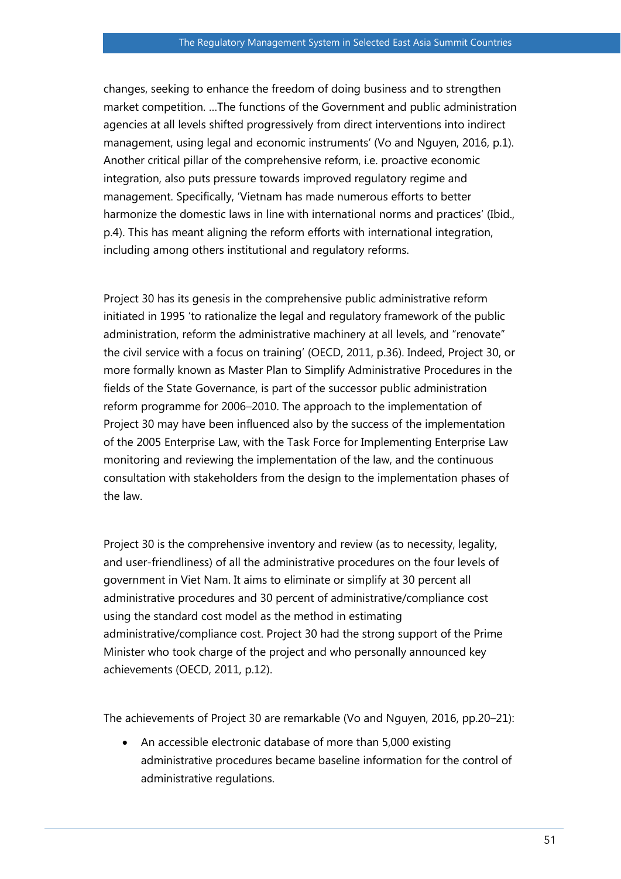changes, seeking to enhance the freedom of doing business and to strengthen market competition. …The functions of the Government and public administration agencies at all levels shifted progressively from direct interventions into indirect management, using legal and economic instruments' (Vo and Nguyen, 2016, p.1). Another critical pillar of the comprehensive reform, i.e. proactive economic integration, also puts pressure towards improved regulatory regime and management. Specifically, 'Vietnam has made numerous efforts to better harmonize the domestic laws in line with international norms and practices' (Ibid., p.4). This has meant aligning the reform efforts with international integration, including among others institutional and regulatory reforms.

Project 30 has its genesis in the comprehensive public administrative reform initiated in 1995 'to rationalize the legal and regulatory framework of the public administration, reform the administrative machinery at all levels, and "renovate" the civil service with a focus on training' (OECD, 2011, p.36). Indeed, Project 30, or more formally known as Master Plan to Simplify Administrative Procedures in the fields of the State Governance, is part of the successor public administration reform programme for 2006–2010. The approach to the implementation of Project 30 may have been influenced also by the success of the implementation of the 2005 Enterprise Law, with the Task Force for Implementing Enterprise Law monitoring and reviewing the implementation of the law, and the continuous consultation with stakeholders from the design to the implementation phases of the law.

Project 30 is the comprehensive inventory and review (as to necessity, legality, and user-friendliness) of all the administrative procedures on the four levels of government in Viet Nam. It aims to eliminate or simplify at 30 percent all administrative procedures and 30 percent of administrative/compliance cost using the standard cost model as the method in estimating administrative/compliance cost. Project 30 had the strong support of the Prime Minister who took charge of the project and who personally announced key achievements (OECD, 2011, p.12).

The achievements of Project 30 are remarkable (Vo and Nguyen, 2016, pp.20–21):

- An accessible electronic database of more than 5,000 existing administrative procedures became baseline information for the control of administrative regulations.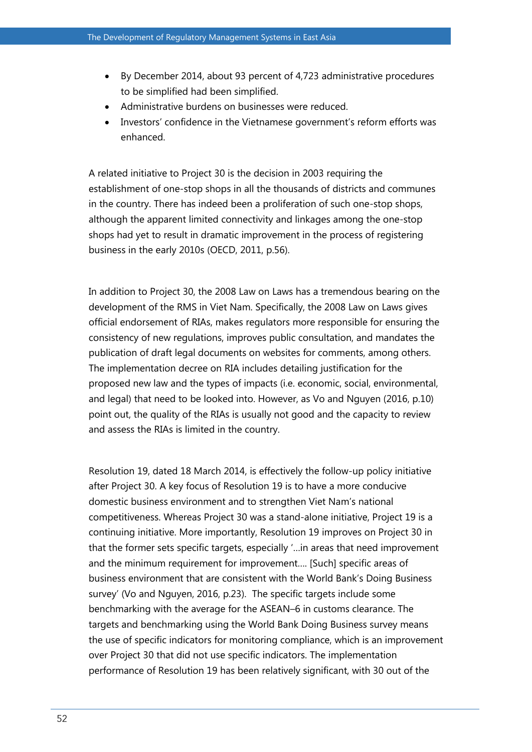- By December 2014, about 93 percent of 4,723 administrative procedures to be simplified had been simplified.
- Administrative burdens on businesses were reduced.
- Investors' confidence in the Vietnamese government's reform efforts was enhanced.

A related initiative to Project 30 is the decision in 2003 requiring the establishment of one-stop shops in all the thousands of districts and communes in the country. There has indeed been a proliferation of such one-stop shops, although the apparent limited connectivity and linkages among the one-stop shops had yet to result in dramatic improvement in the process of registering business in the early 2010s (OECD, 2011, p.56).

In addition to Project 30, the 2008 Law on Laws has a tremendous bearing on the development of the RMS in Viet Nam. Specifically, the 2008 Law on Laws gives official endorsement of RIAs, makes regulators more responsible for ensuring the consistency of new regulations, improves public consultation, and mandates the publication of draft legal documents on websites for comments, among others. The implementation decree on RIA includes detailing justification for the proposed new law and the types of impacts (i.e. economic, social, environmental, and legal) that need to be looked into. However, as Vo and Nguyen (2016, p.10) point out, the quality of the RIAs is usually not good and the capacity to review and assess the RIAs is limited in the country.

Resolution 19, dated 18 March 2014, is effectively the follow-up policy initiative after Project 30. A key focus of Resolution 19 is to have a more conducive domestic business environment and to strengthen Viet Nam's national competitiveness. Whereas Project 30 was a stand-alone initiative, Project 19 is a continuing initiative. More importantly, Resolution 19 improves on Project 30 in that the former sets specific targets, especially '…in areas that need improvement and the minimum requirement for improvement…. [Such] specific areas of business environment that are consistent with the World Bank's Doing Business survey' (Vo and Nguyen, 2016, p.23). The specific targets include some benchmarking with the average for the ASEAN–6 in customs clearance. The targets and benchmarking using the World Bank Doing Business survey means the use of specific indicators for monitoring compliance, which is an improvement over Project 30 that did not use specific indicators. The implementation performance of Resolution 19 has been relatively significant, with 30 out of the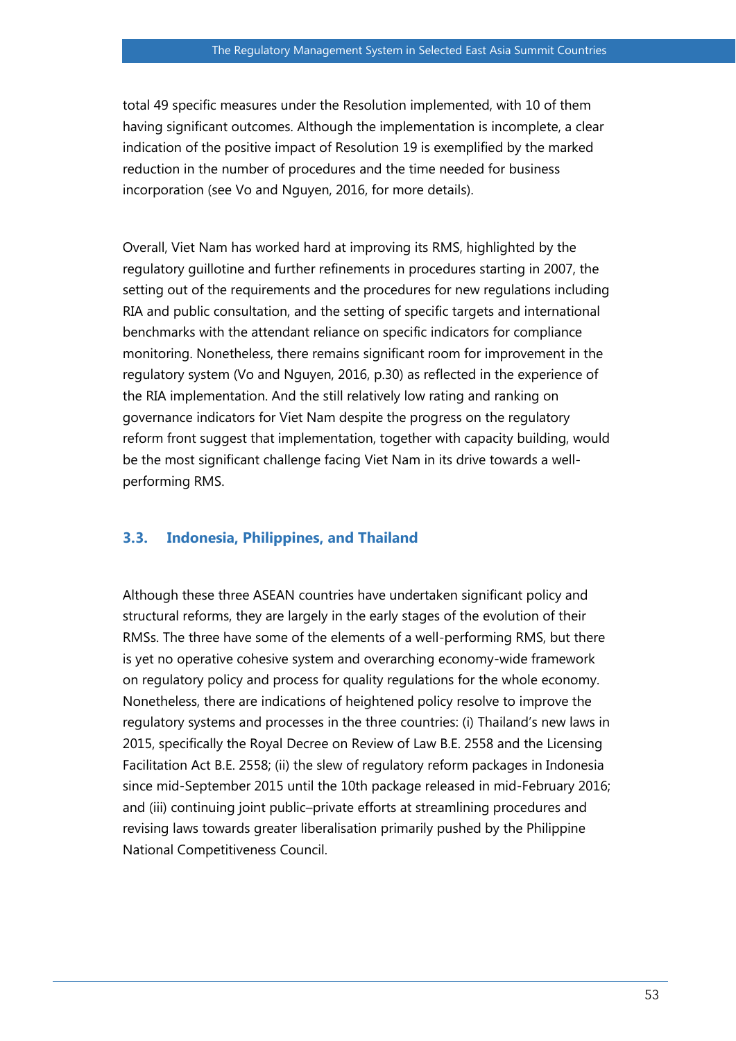total 49 specific measures under the Resolution implemented, with 10 of them having significant outcomes. Although the implementation is incomplete, a clear indication of the positive impact of Resolution 19 is exemplified by the marked reduction in the number of procedures and the time needed for business incorporation (see Vo and Nguyen, 2016, for more details).

Overall, Viet Nam has worked hard at improving its RMS, highlighted by the regulatory guillotine and further refinements in procedures starting in 2007, the setting out of the requirements and the procedures for new regulations including RIA and public consultation, and the setting of specific targets and international benchmarks with the attendant reliance on specific indicators for compliance monitoring. Nonetheless, there remains significant room for improvement in the regulatory system (Vo and Nguyen, 2016, p.30) as reflected in the experience of the RIA implementation. And the still relatively low rating and ranking on governance indicators for Viet Nam despite the progress on the regulatory reform front suggest that implementation, together with capacity building, would be the most significant challenge facing Viet Nam in its drive towards a well-performing RMS.

### 3.3. Indonesia, Philippines, and Thailand

Although these three ASEAN countries have undertaken significant policy and structural reforms, they are largely in the early stages of the evolution of their RMSs. The three have some of the elements of a well-performing RMS, but there is yet no operative cohesive system and overarching economy-wide framework on regulatory policy and process for quality regulations for the whole economy. Nonetheless, there are indications of heightened policy resolve to improve the regulatory systems and processes in the three countries: (i) Thailand's new laws in 2015, specifically the Royal Decree on Review of Law B.E. 2558 and the Licensing Facilitation Act B.E. 2558; (ii) the slew of regulatory reform packages in Indonesia since mid-September 2015 until the 10th package released in mid-February 2016; and (iii) continuing joint public–private efforts at streamlining procedures and revising laws towards greater liberalisation primarily pushed by the Philippine National Competitiveness Council.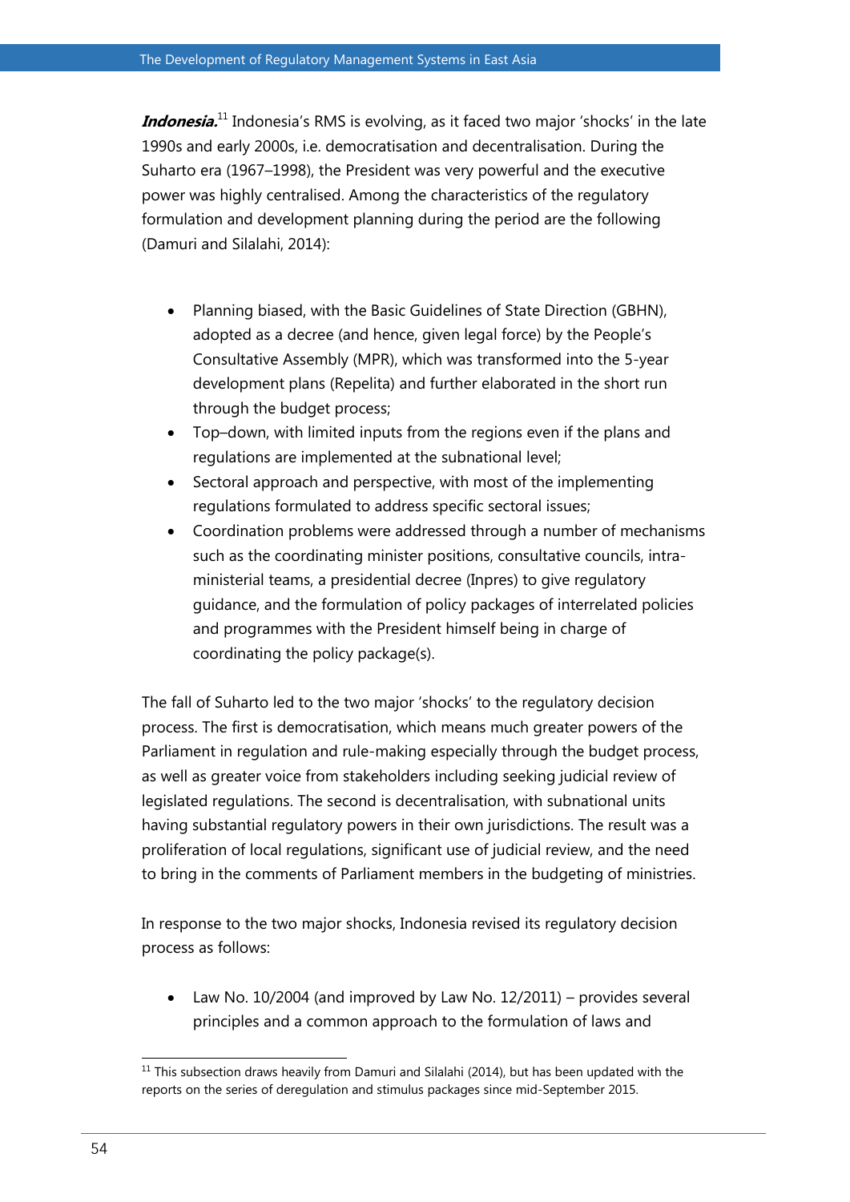***Indonesia.***[11] Indonesia's RMS is evolving, as it faced two major 'shocks' in the late 1990s and early 2000s, i.e. democratisation and decentralisation. During the Suharto era (1967–1998), the President was very powerful and the executive power was highly centralised. Among the characteristics of the regulatory formulation and development planning during the period are the following (Damuri and Silalahi, 2014):

- Planning biased, with the Basic Guidelines of State Direction (GBHN), adopted as a decree (and hence, given legal force) by the People's Consultative Assembly (MPR), which was transformed into the 5-year development plans (Repelita) and further elaborated in the short run through the budget process;
- Top–down, with limited inputs from the regions even if the plans and regulations are implemented at the subnational level;
- Sectoral approach and perspective, with most of the implementing regulations formulated to address specific sectoral issues;
- Coordination problems were addressed through a number of mechanisms such as the coordinating minister positions, consultative councils, intra-ministerial teams, a presidential decree (Inpres) to give regulatory guidance, and the formulation of policy packages of interrelated policies and programmes with the President himself being in charge of coordinating the policy package(s).

The fall of Suharto led to the two major 'shocks' to the regulatory decision process. The first is democratisation, which means much greater powers of the Parliament in regulation and rule-making especially through the budget process, as well as greater voice from stakeholders including seeking judicial review of legislated regulations. The second is decentralisation, with subnational units having substantial regulatory powers in their own jurisdictions. The result was a proliferation of local regulations, significant use of judicial review, and the need to bring in the comments of Parliament members in the budgeting of ministries.

In response to the two major shocks, Indonesia revised its regulatory decision process as follows:

- Law No. 10/2004 (and improved by Law No. 12/2011) – provides several principles and a common approach to the formulation of laws and

[11] This subsection draws heavily from Damuri and Silalahi (2014), but has been updated with the reports on the series of deregulation and stimulus packages since mid-September 2015.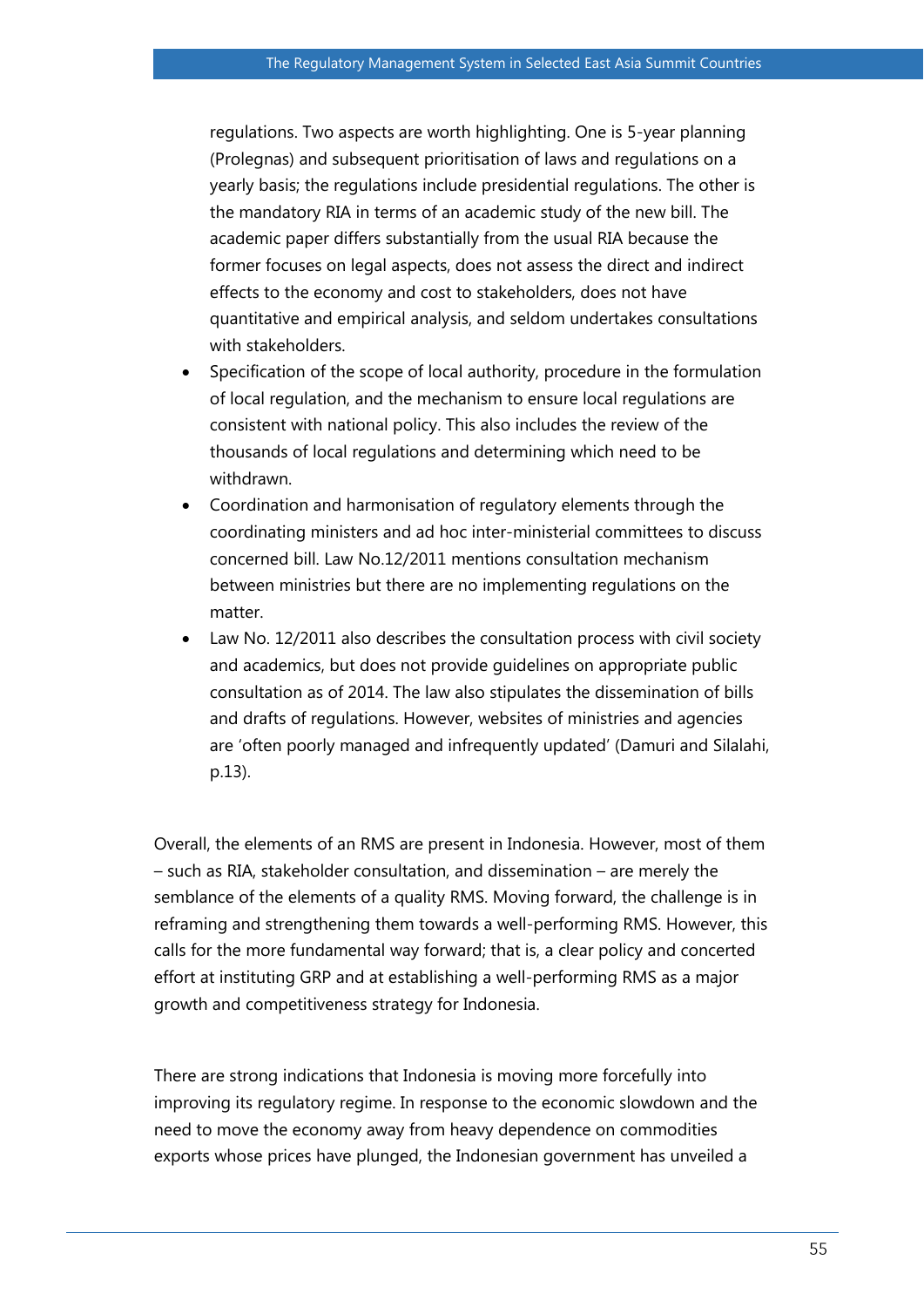regulations. Two aspects are worth highlighting. One is 5-year planning (Prolegnas) and subsequent prioritisation of laws and regulations on a yearly basis; the regulations include presidential regulations. The other is the mandatory RIA in terms of an academic study of the new bill. The academic paper differs substantially from the usual RIA because the former focuses on legal aspects, does not assess the direct and indirect effects to the economy and cost to stakeholders, does not have quantitative and empirical analysis, and seldom undertakes consultations with stakeholders.

- Specification of the scope of local authority, procedure in the formulation of local regulation, and the mechanism to ensure local regulations are consistent with national policy. This also includes the review of the thousands of local regulations and determining which need to be withdrawn.
- Coordination and harmonisation of regulatory elements through the coordinating ministers and ad hoc inter-ministerial committees to discuss concerned bill. Law No.12/2011 mentions consultation mechanism between ministries but there are no implementing regulations on the matter.
- Law No. 12/2011 also describes the consultation process with civil society and academics, but does not provide guidelines on appropriate public consultation as of 2014. The law also stipulates the dissemination of bills and drafts of regulations. However, websites of ministries and agencies are 'often poorly managed and infrequently updated' (Damuri and Silalahi, p.13).

Overall, the elements of an RMS are present in Indonesia. However, most of them – such as RIA, stakeholder consultation, and dissemination – are merely the semblance of the elements of a quality RMS. Moving forward, the challenge is in reframing and strengthening them towards a well-performing RMS. However, this calls for the more fundamental way forward; that is, a clear policy and concerted effort at instituting GRP and at establishing a well-performing RMS as a major growth and competitiveness strategy for Indonesia.

There are strong indications that Indonesia is moving more forcefully into improving its regulatory regime. In response to the economic slowdown and the need to move the economy away from heavy dependence on commodities exports whose prices have plunged, the Indonesian government has unveiled a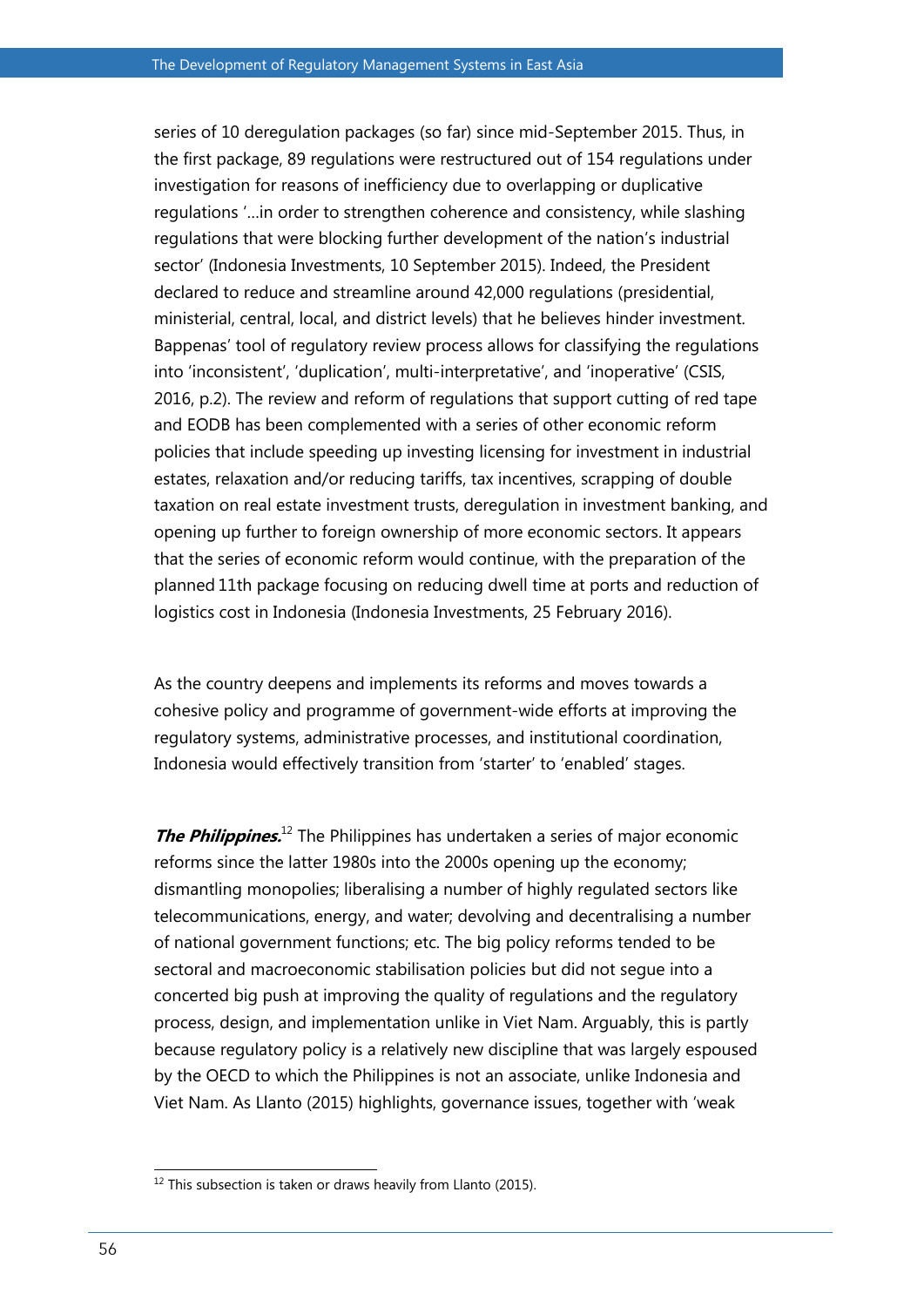series of 10 deregulation packages (so far) since mid-September 2015. Thus, in the first package, 89 regulations were restructured out of 154 regulations under investigation for reasons of inefficiency due to overlapping or duplicative regulations '…in order to strengthen coherence and consistency, while slashing regulations that were blocking further development of the nation's industrial sector' (Indonesia Investments, 10 September 2015). Indeed, the President declared to reduce and streamline around 42,000 regulations (presidential, ministerial, central, local, and district levels) that he believes hinder investment. Bappenas' tool of regulatory review process allows for classifying the regulations into 'inconsistent', 'duplication', multi-interpretative', and 'inoperative' (CSIS, 2016, p.2). The review and reform of regulations that support cutting of red tape and EODB has been complemented with a series of other economic reform policies that include speeding up investing licensing for investment in industrial estates, relaxation and/or reducing tariffs, tax incentives, scrapping of double taxation on real estate investment trusts, deregulation in investment banking, and opening up further to foreign ownership of more economic sectors. It appears that the series of economic reform would continue, with the preparation of the planned 11th package focusing on reducing dwell time at ports and reduction of logistics cost in Indonesia (Indonesia Investments, 25 February 2016).

As the country deepens and implements its reforms and moves towards a cohesive policy and programme of government-wide efforts at improving the regulatory systems, administrative processes, and institutional coordination, Indonesia would effectively transition from 'starter' to 'enabled' stages.

***The Philippines.***[12] The Philippines has undertaken a series of major economic reforms since the latter 1980s into the 2000s opening up the economy; dismantling monopolies; liberalising a number of highly regulated sectors like telecommunications, energy, and water; devolving and decentralising a number of national government functions; etc. The big policy reforms tended to be sectoral and macroeconomic stabilisation policies but did not segue into a concerted big push at improving the quality of regulations and the regulatory process, design, and implementation unlike in Viet Nam. Arguably, this is partly because regulatory policy is a relatively new discipline that was largely espoused by the OECD to which the Philippines is not an associate, unlike Indonesia and Viet Nam. As Llanto (2015) highlights, governance issues, together with 'weak

[12] This subsection is taken or draws heavily from Llanto (2015).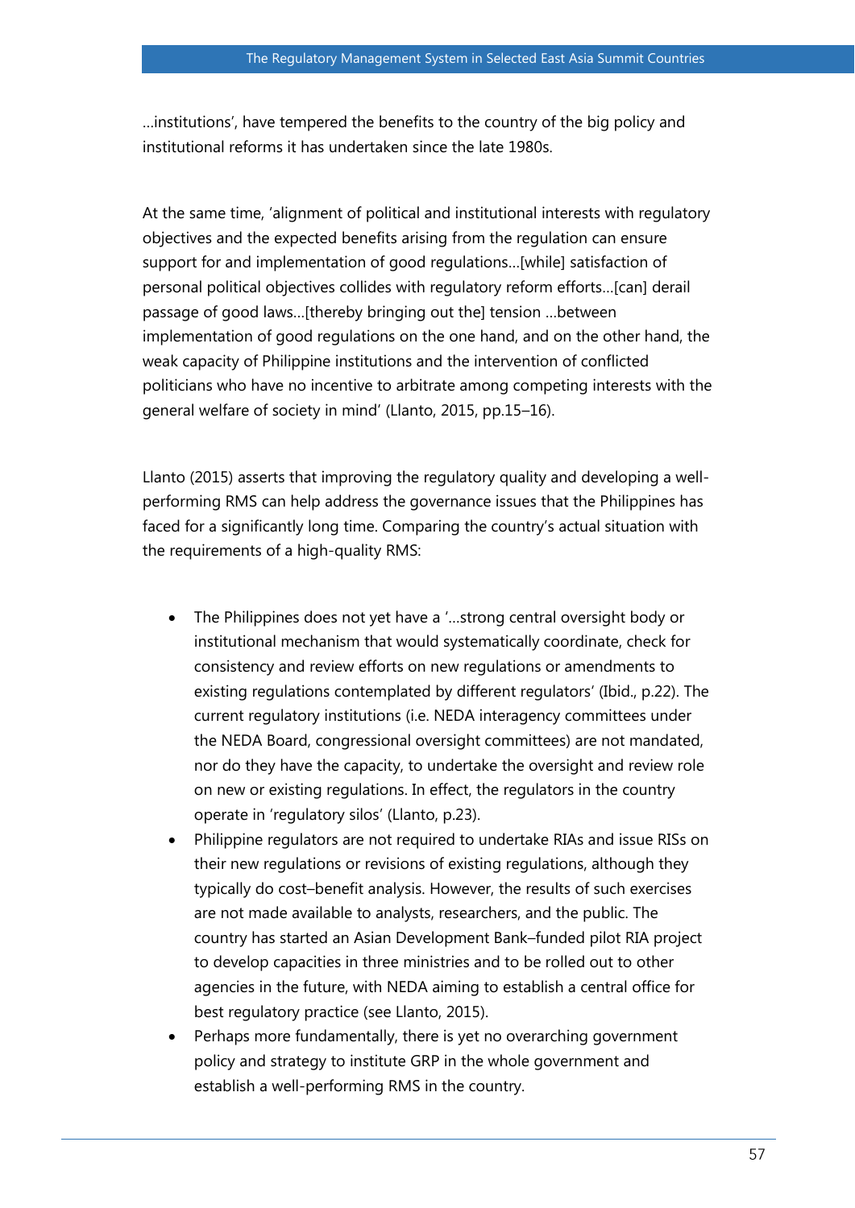…institutions', have tempered the benefits to the country of the big policy and institutional reforms it has undertaken since the late 1980s.

At the same time, 'alignment of political and institutional interests with regulatory objectives and the expected benefits arising from the regulation can ensure support for and implementation of good regulations…[while] satisfaction of personal political objectives collides with regulatory reform efforts…[can] derail passage of good laws…[thereby bringing out the] tension …between implementation of good regulations on the one hand, and on the other hand, the weak capacity of Philippine institutions and the intervention of conflicted politicians who have no incentive to arbitrate among competing interests with the general welfare of society in mind' (Llanto, 2015, pp.15–16).

Llanto (2015) asserts that improving the regulatory quality and developing a well-performing RMS can help address the governance issues that the Philippines has faced for a significantly long time. Comparing the country's actual situation with the requirements of a high-quality RMS:

- The Philippines does not yet have a '…strong central oversight body or institutional mechanism that would systematically coordinate, check for consistency and review efforts on new regulations or amendments to existing regulations contemplated by different regulators' (Ibid., p.22). The current regulatory institutions (i.e. NEDA interagency committees under the NEDA Board, congressional oversight committees) are not mandated, nor do they have the capacity, to undertake the oversight and review role on new or existing regulations. In effect, the regulators in the country operate in 'regulatory silos' (Llanto, p.23).
- Philippine regulators are not required to undertake RIAs and issue RISs on their new regulations or revisions of existing regulations, although they typically do cost–benefit analysis. However, the results of such exercises are not made available to analysts, researchers, and the public. The country has started an Asian Development Bank–funded pilot RIA project to develop capacities in three ministries and to be rolled out to other agencies in the future, with NEDA aiming to establish a central office for best regulatory practice (see Llanto, 2015).
- Perhaps more fundamentally, there is yet no overarching government policy and strategy to institute GRP in the whole government and establish a well-performing RMS in the country.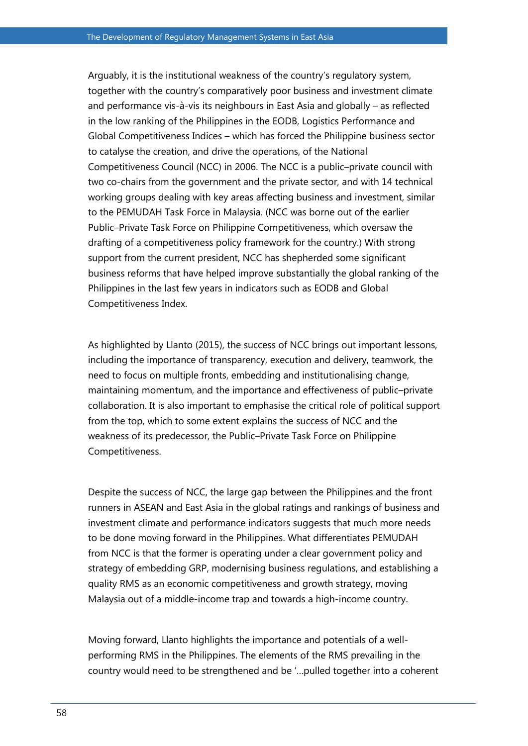Arguably, it is the institutional weakness of the country's regulatory system, together with the country's comparatively poor business and investment climate and performance vis-à-vis its neighbours in East Asia and globally – as reflected in the low ranking of the Philippines in the EODB, Logistics Performance and Global Competitiveness Indices – which has forced the Philippine business sector to catalyse the creation, and drive the operations, of the National Competitiveness Council (NCC) in 2006. The NCC is a public–private council with two co-chairs from the government and the private sector, and with 14 technical working groups dealing with key areas affecting business and investment, similar to the PEMUDAH Task Force in Malaysia. (NCC was borne out of the earlier Public–Private Task Force on Philippine Competitiveness, which oversaw the drafting of a competitiveness policy framework for the country.) With strong support from the current president, NCC has shepherded some significant business reforms that have helped improve substantially the global ranking of the Philippines in the last few years in indicators such as EODB and Global Competitiveness Index.

As highlighted by Llanto (2015), the success of NCC brings out important lessons, including the importance of transparency, execution and delivery, teamwork, the need to focus on multiple fronts, embedding and institutionalising change, maintaining momentum, and the importance and effectiveness of public–private collaboration. It is also important to emphasise the critical role of political support from the top, which to some extent explains the success of NCC and the weakness of its predecessor, the Public–Private Task Force on Philippine Competitiveness.

Despite the success of NCC, the large gap between the Philippines and the front runners in ASEAN and East Asia in the global ratings and rankings of business and investment climate and performance indicators suggests that much more needs to be done moving forward in the Philippines. What differentiates PEMUDAH from NCC is that the former is operating under a clear government policy and strategy of embedding GRP, modernising business regulations, and establishing a quality RMS as an economic competitiveness and growth strategy, moving Malaysia out of a middle-income trap and towards a high-income country.

Moving forward, Llanto highlights the importance and potentials of a well-performing RMS in the Philippines. The elements of the RMS prevailing in the country would need to be strengthened and be '...pulled together into a coherent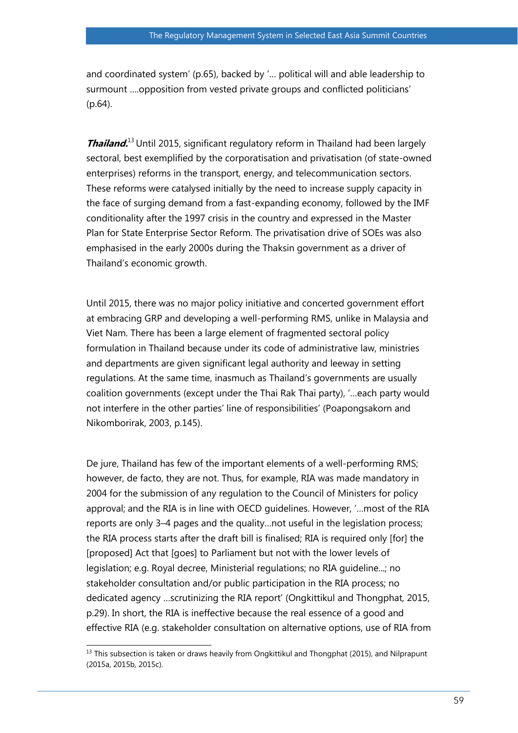and coordinated system' (p.65), backed by '… political will and able leadership to surmount ….opposition from vested private groups and conflicted politicians' (p.64).

***Thailand.***[13] Until 2015, significant regulatory reform in Thailand had been largely sectoral, best exemplified by the corporatisation and privatisation (of state-owned enterprises) reforms in the transport, energy, and telecommunication sectors. These reforms were catalysed initially by the need to increase supply capacity in the face of surging demand from a fast-expanding economy, followed by the IMF conditionality after the 1997 crisis in the country and expressed in the Master Plan for State Enterprise Sector Reform. The privatisation drive of SOEs was also emphasised in the early 2000s during the Thaksin government as a driver of Thailand's economic growth.

Until 2015, there was no major policy initiative and concerted government effort at embracing GRP and developing a well-performing RMS, unlike in Malaysia and Viet Nam. There has been a large element of fragmented sectoral policy formulation in Thailand because under its code of administrative law, ministries and departments are given significant legal authority and leeway in setting regulations. At the same time, inasmuch as Thailand's governments are usually coalition governments (except under the Thai Rak Thai party), '…each party would not interfere in the other parties' line of responsibilities' (Poapongsakorn and Nikomborirak, 2003, p.145).

De jure, Thailand has few of the important elements of a well-performing RMS; however, de facto, they are not. Thus, for example, RIA was made mandatory in 2004 for the submission of any regulation to the Council of Ministers for policy approval; and the RIA is in line with OECD guidelines. However, '…most of the RIA reports are only 3–4 pages and the quality…not useful in the legislation process; the RIA process starts after the draft bill is finalised; RIA is required only [for] the [proposed] Act that [goes] to Parliament but not with the lower levels of legislation; e.g. Royal decree, Ministerial regulations; no RIA guideline…; no stakeholder consultation and/or public participation in the RIA process; no dedicated agency …scrutinizing the RIA report' (Ongkittikul and Thongphat, 2015, p.29). In short, the RIA is ineffective because the real essence of a good and effective RIA (e.g. stakeholder consultation on alternative options, use of RIA from

[13] This subsection is taken or draws heavily from Ongkittikul and Thongphat (2015), and Nilprapunt (2015a, 2015b, 2015c).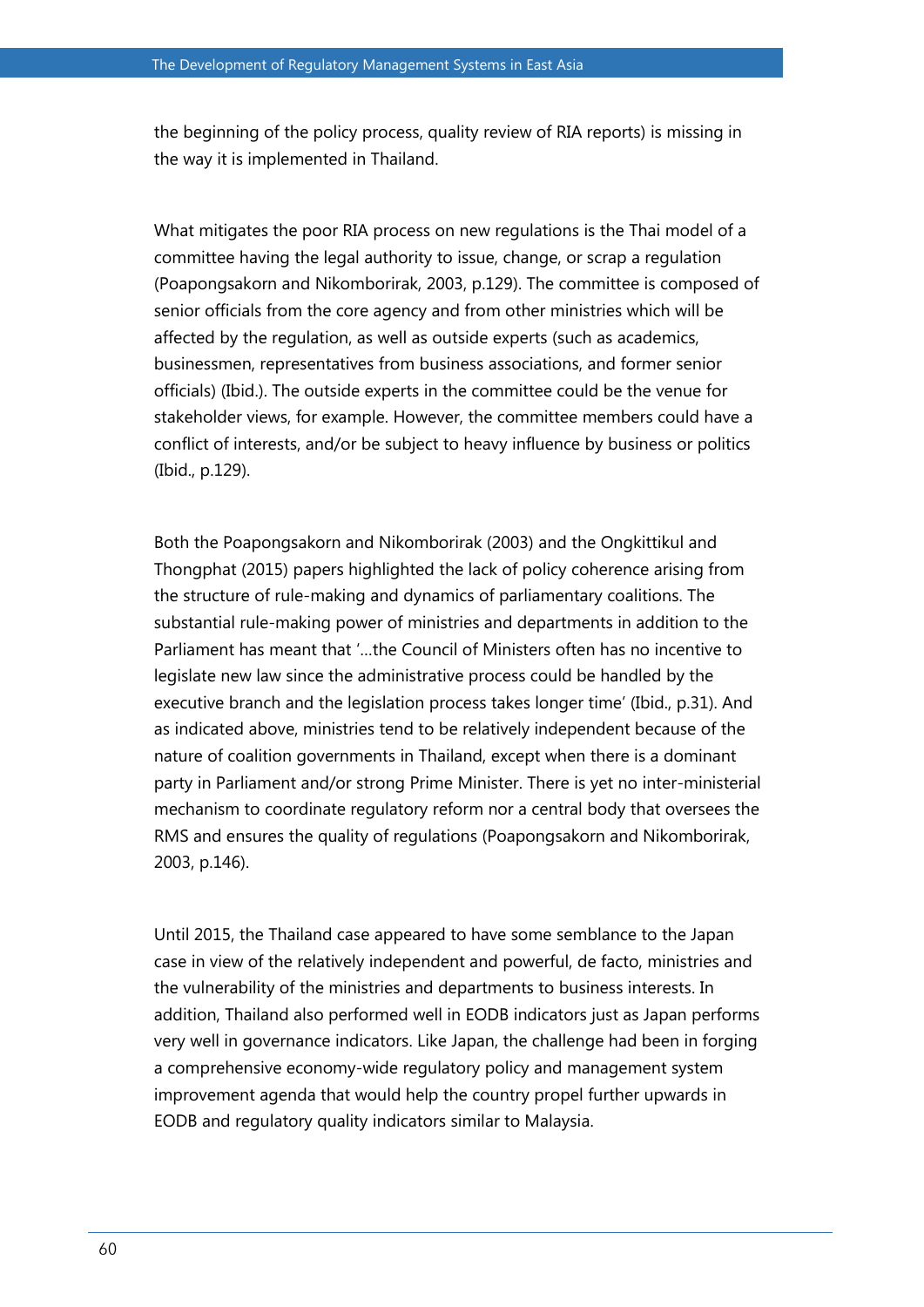the beginning of the policy process, quality review of RIA reports) is missing in the way it is implemented in Thailand.

What mitigates the poor RIA process on new regulations is the Thai model of a committee having the legal authority to issue, change, or scrap a regulation (Poapongsakorn and Nikomborirak, 2003, p.129). The committee is composed of senior officials from the core agency and from other ministries which will be affected by the regulation, as well as outside experts (such as academics, businessmen, representatives from business associations, and former senior officials) (Ibid.). The outside experts in the committee could be the venue for stakeholder views, for example. However, the committee members could have a conflict of interests, and/or be subject to heavy influence by business or politics (Ibid., p.129).

Both the Poapongsakorn and Nikomborirak (2003) and the Ongkittikul and Thongphat (2015) papers highlighted the lack of policy coherence arising from the structure of rule-making and dynamics of parliamentary coalitions. The substantial rule-making power of ministries and departments in addition to the Parliament has meant that '…the Council of Ministers often has no incentive to legislate new law since the administrative process could be handled by the executive branch and the legislation process takes longer time' (Ibid., p.31). And as indicated above, ministries tend to be relatively independent because of the nature of coalition governments in Thailand, except when there is a dominant party in Parliament and/or strong Prime Minister. There is yet no inter-ministerial mechanism to coordinate regulatory reform nor a central body that oversees the RMS and ensures the quality of regulations (Poapongsakorn and Nikomborirak, 2003, p.146).

Until 2015, the Thailand case appeared to have some semblance to the Japan case in view of the relatively independent and powerful, de facto, ministries and the vulnerability of the ministries and departments to business interests. In addition, Thailand also performed well in EODB indicators just as Japan performs very well in governance indicators. Like Japan, the challenge had been in forging a comprehensive economy-wide regulatory policy and management system improvement agenda that would help the country propel further upwards in EODB and regulatory quality indicators similar to Malaysia.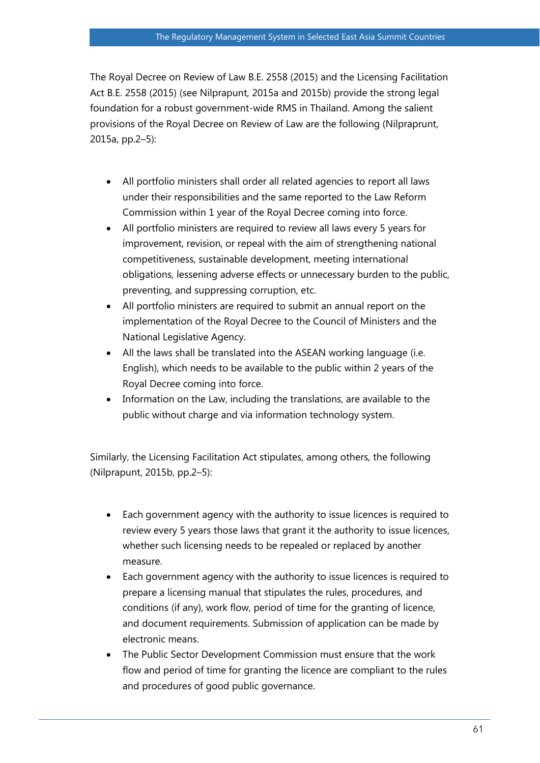The Royal Decree on Review of Law B.E. 2558 (2015) and the Licensing Facilitation Act B.E. 2558 (2015) (see Nilprapunt, 2015a and 2015b) provide the strong legal foundation for a robust government-wide RMS in Thailand. Among the salient provisions of the Royal Decree on Review of Law are the following (Nilprapunt, 2015a, pp.2–5):

- All portfolio ministers shall order all related agencies to report all laws under their responsibilities and the same reported to the Law Reform Commission within 1 year of the Royal Decree coming into force.
- All portfolio ministers are required to review all laws every 5 years for improvement, revision, or repeal with the aim of strengthening national competitiveness, sustainable development, meeting international obligations, lessening adverse effects or unnecessary burden to the public, preventing, and suppressing corruption, etc.
- All portfolio ministers are required to submit an annual report on the implementation of the Royal Decree to the Council of Ministers and the National Legislative Agency.
- All the laws shall be translated into the ASEAN working language (i.e. English), which needs to be available to the public within 2 years of the Royal Decree coming into force.
- Information on the Law, including the translations, are available to the public without charge and via information technology system.

Similarly, the Licensing Facilitation Act stipulates, among others, the following (Nilprapunt, 2015b, pp.2–5):

- Each government agency with the authority to issue licences is required to review every 5 years those laws that grant it the authority to issue licences, whether such licensing needs to be repealed or replaced by another measure.
- Each government agency with the authority to issue licences is required to prepare a licensing manual that stipulates the rules, procedures, and conditions (if any), work flow, period of time for the granting of licence, and document requirements. Submission of application can be made by electronic means.
- The Public Sector Development Commission must ensure that the work flow and period of time for granting the licence are compliant to the rules and procedures of good public governance.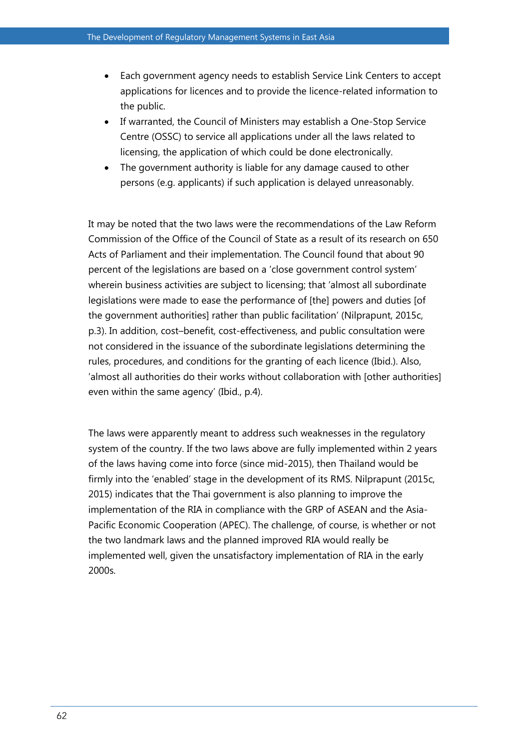- Each government agency needs to establish Service Link Centers to accept applications for licences and to provide the licence-related information to the public.
- If warranted, the Council of Ministers may establish a One-Stop Service Centre (OSSC) to service all applications under all the laws related to licensing, the application of which could be done electronically.
- The government authority is liable for any damage caused to other persons (e.g. applicants) if such application is delayed unreasonably.

It may be noted that the two laws were the recommendations of the Law Reform Commission of the Office of the Council of State as a result of its research on 650 Acts of Parliament and their implementation. The Council found that about 90 percent of the legislations are based on a 'close government control system' wherein business activities are subject to licensing; that 'almost all subordinate legislations were made to ease the performance of [the] powers and duties [of the government authorities] rather than public facilitation' (Nilprapunt, 2015c, p.3). In addition, cost–benefit, cost-effectiveness, and public consultation were not considered in the issuance of the subordinate legislations determining the rules, procedures, and conditions for the granting of each licence (Ibid.). Also, 'almost all authorities do their works without collaboration with [other authorities] even within the same agency' (Ibid., p.4).

The laws were apparently meant to address such weaknesses in the regulatory system of the country. If the two laws above are fully implemented within 2 years of the laws having come into force (since mid-2015), then Thailand would be firmly into the 'enabled' stage in the development of its RMS. Nilprapunt (2015c, 2015) indicates that the Thai government is also planning to improve the implementation of the RIA in compliance with the GRP of ASEAN and the Asia-Pacific Economic Cooperation (APEC). The challenge, of course, is whether or not the two landmark laws and the planned improved RIA would really be implemented well, given the unsatisfactory implementation of RIA in the early 2000s.